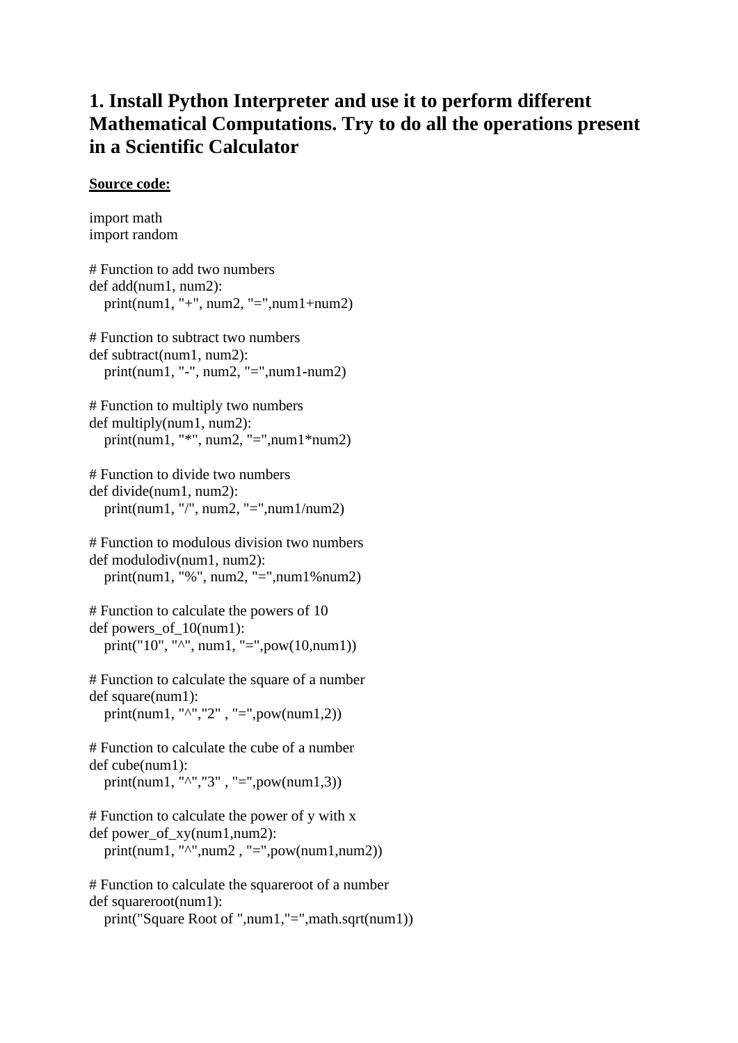## 1. Install Python Interpreter and use it to perform different Mathematical Computations. Try to do all the operations present in a Scientific Calculator

**Source code:**

```
import math
import random

# Function to add two numbers
def add(num1, num2):
    print(num1, "+", num2, "=",num1+num2)

# Function to subtract two numbers
def subtract(num1, num2):
    print(num1, "-", num2, "=",num1-num2)

# Function to multiply two numbers
def multiply(num1, num2):
    print(num1, "*", num2, "=",num1*num2)

# Function to divide two numbers
def divide(num1, num2):
    print(num1, "/", num2, "=",num1/num2)

# Function to modulous division two numbers
def modulodiv(num1, num2):
    print(num1, "%", num2, "=",num1%num2)

# Function to calculate the powers of 10
def powers_of_10(num1):
    print("10", "^", num1, "=",pow(10,num1))

# Function to calculate the square of a number
def square(num1):
    print(num1, "^","2" , "=",pow(num1,2))

# Function to calculate the cube of a number
def cube(num1):
    print(num1, "^","3" , "=",pow(num1,3))

# Function to calculate the power of y with x
def power_of_xy(num1,num2):
    print(num1, "^",num2 , "=",pow(num1,num2))

# Function to calculate the squareroot of a number
def squareroot(num1):
    print("Square Root of ",num1,"=",math.sqrt(num1))
```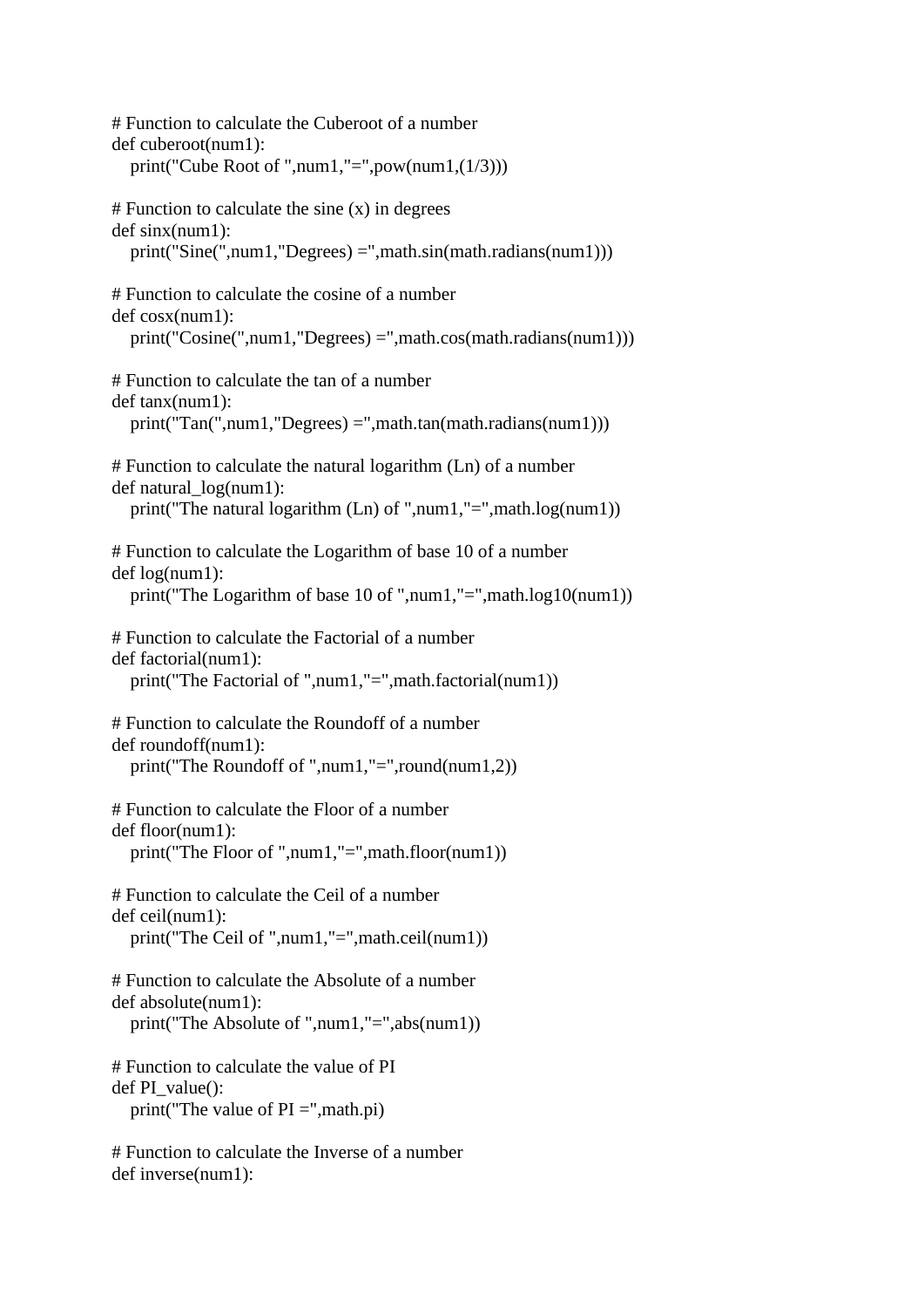```python
# Function to calculate the Cuberoot of a number
def cuberoot(num1):
   print("Cube Root of ",num1,"=",pow(num1,(1/3)))

# Function to calculate the sine (x) in degrees
def sinx(num1):
   print("Sine(",num1,"Degrees) =",math.sin(math.radians(num1)))

# Function to calculate the cosine of a number
def cosx(num1):
   print("Cosine(",num1,"Degrees) =",math.cos(math.radians(num1)))

# Function to calculate the tan of a number
def tanx(num1):
   print("Tan(",num1,"Degrees) =",math.tan(math.radians(num1)))

# Function to calculate the natural logarithm (Ln) of a number
def natural_log(num1):
   print("The natural logarithm (Ln) of ",num1,"=",math.log(num1))

# Function to calculate the Logarithm of base 10 of a number
def log(num1):
   print("The Logarithm of base 10 of ",num1,"=",math.log10(num1))

# Function to calculate the Factorial of a number
def factorial(num1):
   print("The Factorial of ",num1,"=",math.factorial(num1))

# Function to calculate the Roundoff of a number
def roundoff(num1):
   print("The Roundoff of ",num1,"=",round(num1,2))

# Function to calculate the Floor of a number
def floor(num1):
   print("The Floor of ",num1,"=",math.floor(num1))

# Function to calculate the Ceil of a number
def ceil(num1):
   print("The Ceil of ",num1,"=",math.ceil(num1))

# Function to calculate the Absolute of a number
def absolute(num1):
   print("The Absolute of ",num1,"=",abs(num1))

# Function to calculate the value of PI
def PI_value():
   print("The value of PI =",math.pi)

# Function to calculate the Inverse of a number
def inverse(num1):
```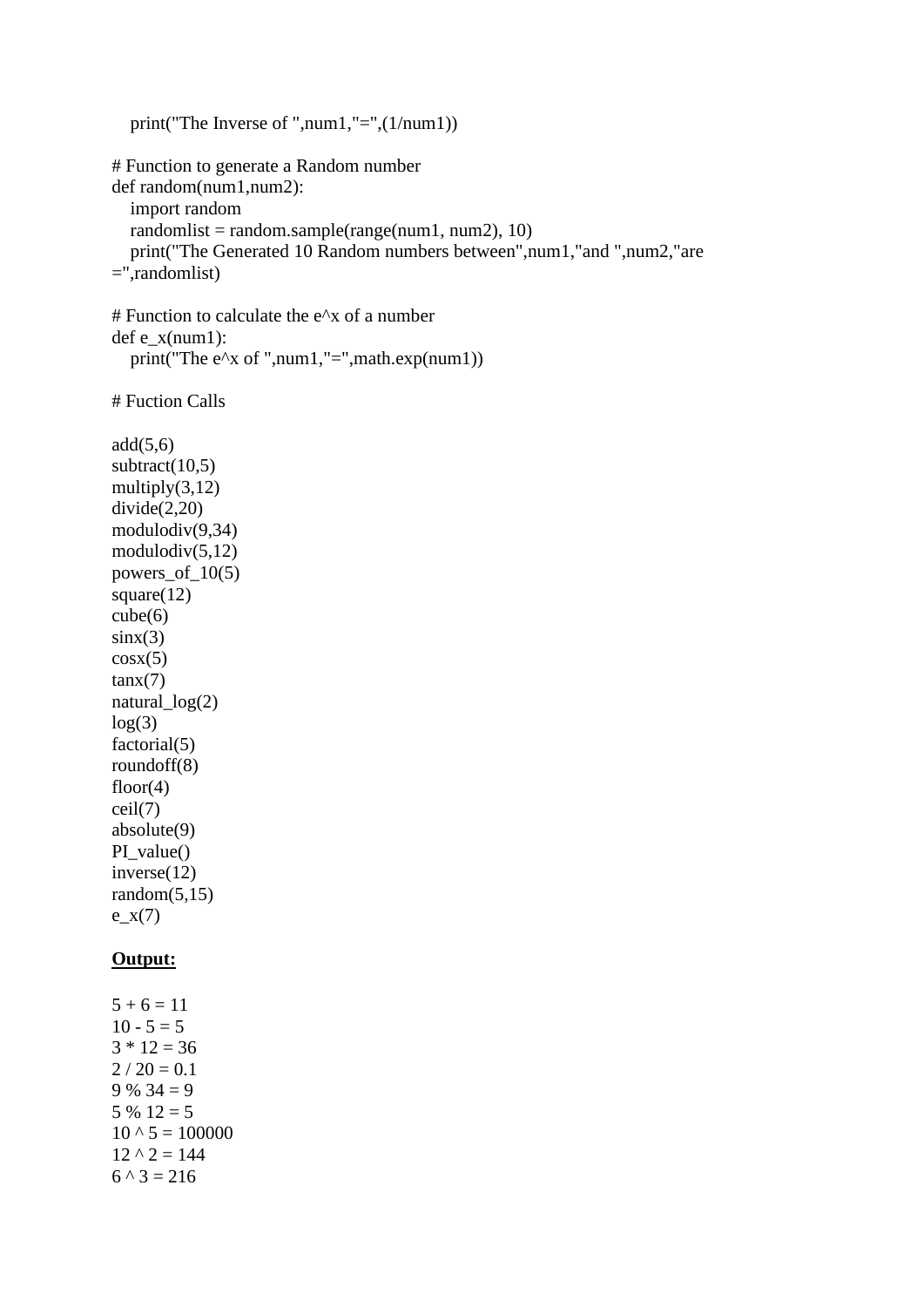```
    print("The Inverse of ",num1,"=",(1/num1))

# Function to generate a Random number
def random(num1,num2):
    import random
    randomlist = random.sample(range(num1, num2), 10)
    print("The Generated 10 Random numbers between",num1,"and ",num2,"are
=",randomlist)

# Function to calculate the e^x of a number
def e_x(num1):
    print("The e^x of ",num1,"=",math.exp(num1))

# Fuction Calls

add(5,6)
subtract(10,5)
multiply(3,12)
divide(2,20)
modulodiv(9,34)
modulodiv(5,12)
powers_of_10(5)
square(12)
cube(6)
sinx(3)
cosx(5)
tanx(7)
natural_log(2)
log(3)
factorial(5)
roundoff(8)
floor(4)
ceil(7)
absolute(9)
PI_value()
inverse(12)
random(5,15)
e_x(7)
```

**Output:**

```
5 + 6 = 11
10 - 5 = 5
3 * 12 = 36
2 / 20 = 0.1
9 % 34 = 9
5 % 12 = 5
10 ^ 5 = 100000
12 ^ 2 = 144
6 ^ 3 = 216
```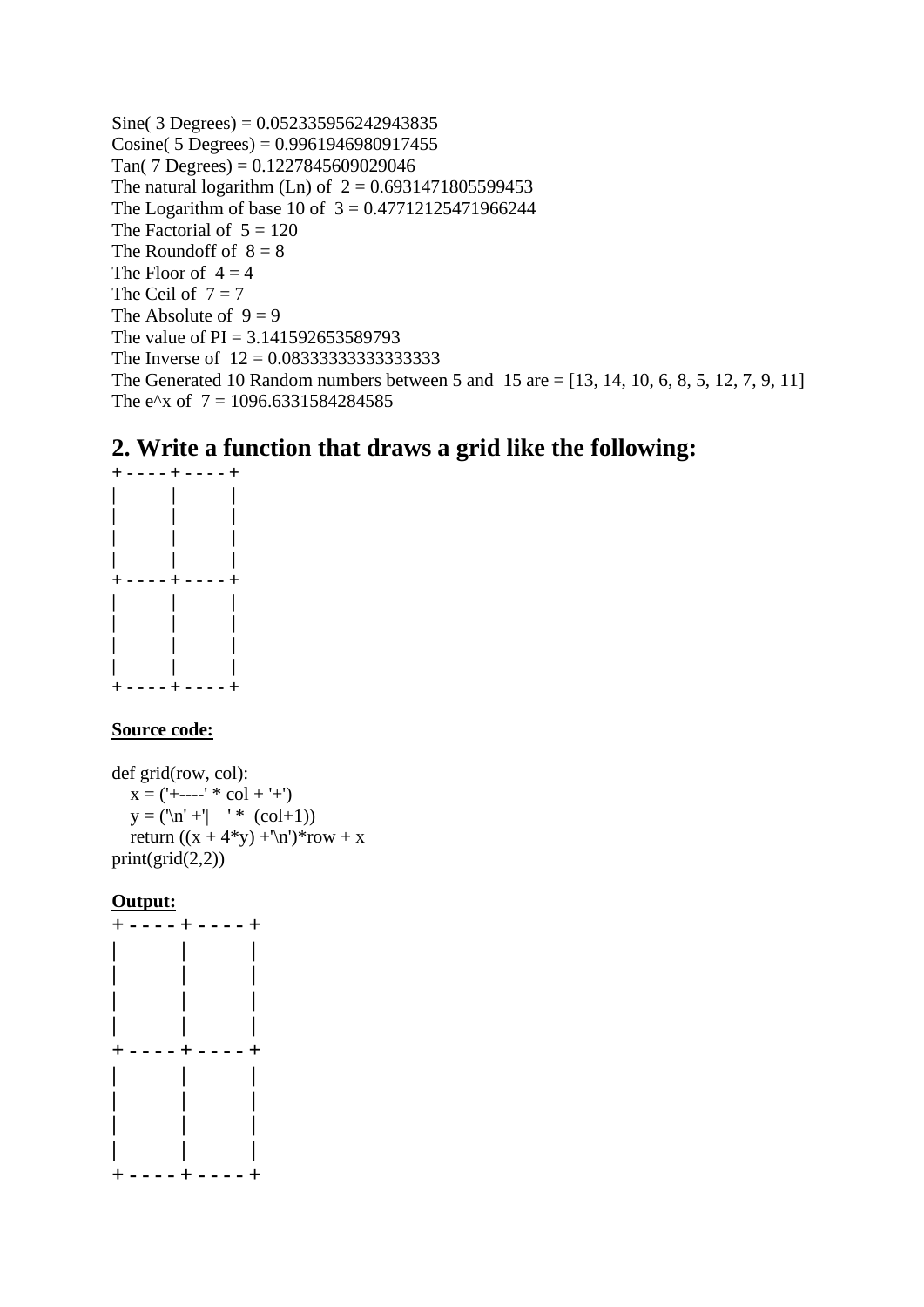Sine( 3 Degrees) = 0.052335956242943835
Cosine( 5 Degrees) = 0.9961946980917455
Tan( 7 Degrees) = 0.1227845609029046
The natural logarithm (Ln) of  2 = 0.6931471805599453
The Logarithm of base 10 of  3 = 0.47712125471966244
The Factorial of  5 = 120
The Roundoff of  8 = 8
The Floor of  4 = 4
The Ceil of  7 = 7
The Absolute of  9 = 9
The value of PI = 3.141592653589793
The Inverse of  12 = 0.08333333333333333
The Generated 10 Random numbers between 5 and  15 are = [13, 14, 10, 6, 8, 5, 12, 7, 9, 11]
The e^x of  7 = 1096.6331584284585

## 2. Write a function that draws a grid like the following:

```
+ - - - - + - - - - +
|         |         |
|         |         |
|         |         |
|         |         |
+ - - - - + - - - - +
|         |         |
|         |         |
|         |         |
|         |         |
+ - - - - + - - - - +
```

**Source code:**

```
def grid(row, col):
    x = ('+----' * col + '+')
    y = ('\n' +'|    ' *  (col+1))
    return ((x + 4*y) +'\n')*row + x
print(grid(2,2))
```

**Output:**

```
+ - - - - + - - - - +
|         |         |
|         |         |
|         |         |
|         |         |
+ - - - - + - - - - +
|         |         |
|         |         |
|         |         |
|         |         |
+ - - - - + - - - - +
```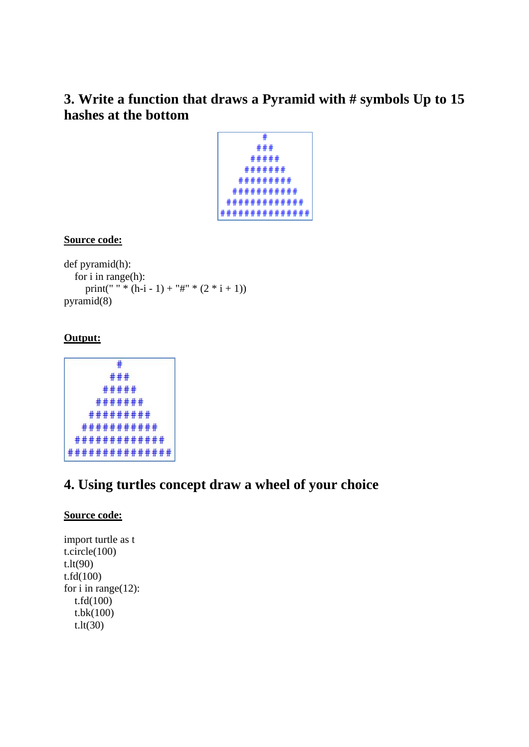## 3. Write a function that draws a Pyramid with # symbols Up to 15 hashes at the bottom

```
       #
      ###
     #####
    #######
   #########
  ###########
 #############
###############
```

**<u>Source code:</u>**

```
def pyramid(h):
   for i in range(h):
      print(" " * (h-i - 1) + "#" * (2 * i + 1))
pyramid(8)
```

**<u>Output:</u>**

```
       #
      ###
     #####
    #######
   #########
  ###########
 #############
###############
```

## 4. Using turtles concept draw a wheel of your choice

**<u>Source code:</u>**

```
import turtle as t
t.circle(100)
t.lt(90)
t.fd(100)
for i in range(12):
   t.fd(100)
   t.bk(100)
   t.lt(30)
```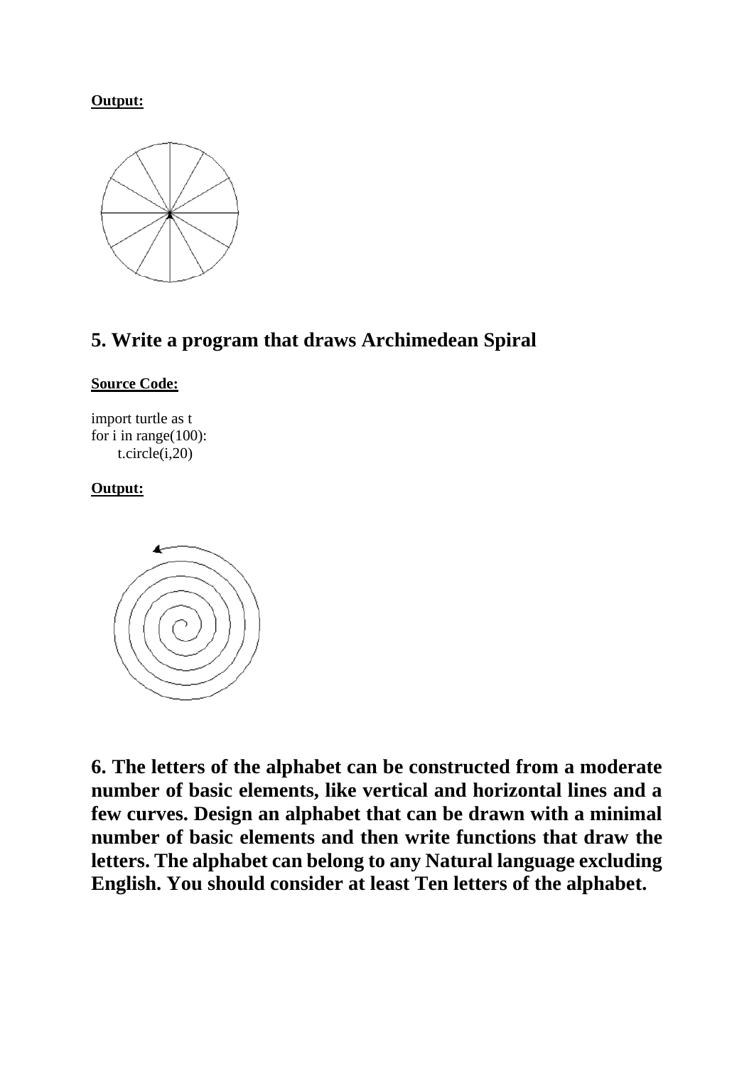**Output:**

## 5. Write a program that draws Archimedean Spiral

**Source Code:**

```
import turtle as t
for i in range(100):
    t.circle(i,20)
```

**Output:**

## 6. The letters of the alphabet can be constructed from a moderate number of basic elements, like vertical and horizontal lines and a few curves. Design an alphabet that can be drawn with a minimal number of basic elements and then write functions that draw the letters. The alphabet can belong to any Natural language excluding English. You should consider at least Ten letters of the alphabet.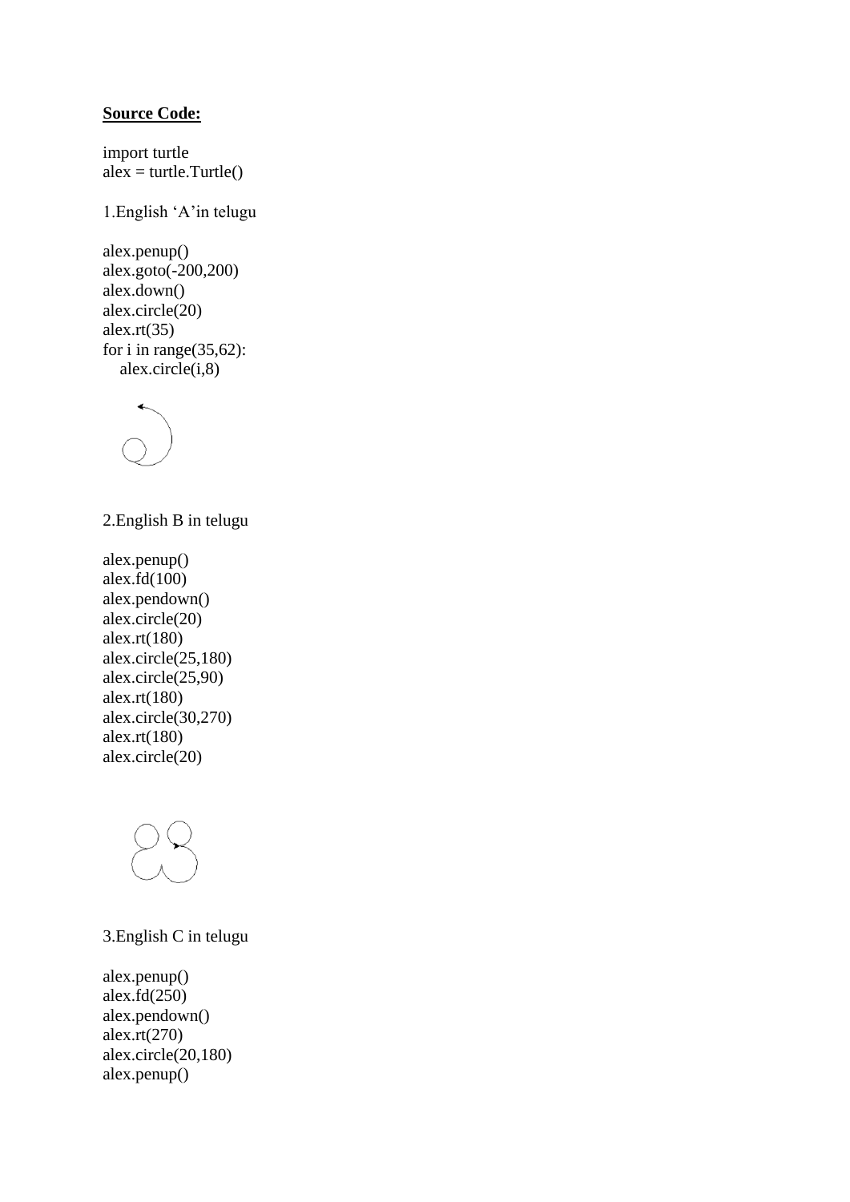**Source Code:**

```
import turtle
alex = turtle.Turtle()
```

1.English ‘A’in telugu

```
alex.penup()
alex.goto(-200,200)
alex.down()
alex.circle(20)
alex.rt(35)
for i in range(35,62):
    alex.circle(i,8)
```

2.English B in telugu

```
alex.penup()
alex.fd(100)
alex.pendown()
alex.circle(20)
alex.rt(180)
alex.circle(25,180)
alex.circle(25,90)
alex.rt(180)
alex.circle(30,270)
alex.rt(180)
alex.circle(20)
```

3.English C in telugu

```
alex.penup()
alex.fd(250)
alex.pendown()
alex.rt(270)
alex.circle(20,180)
alex.penup()
```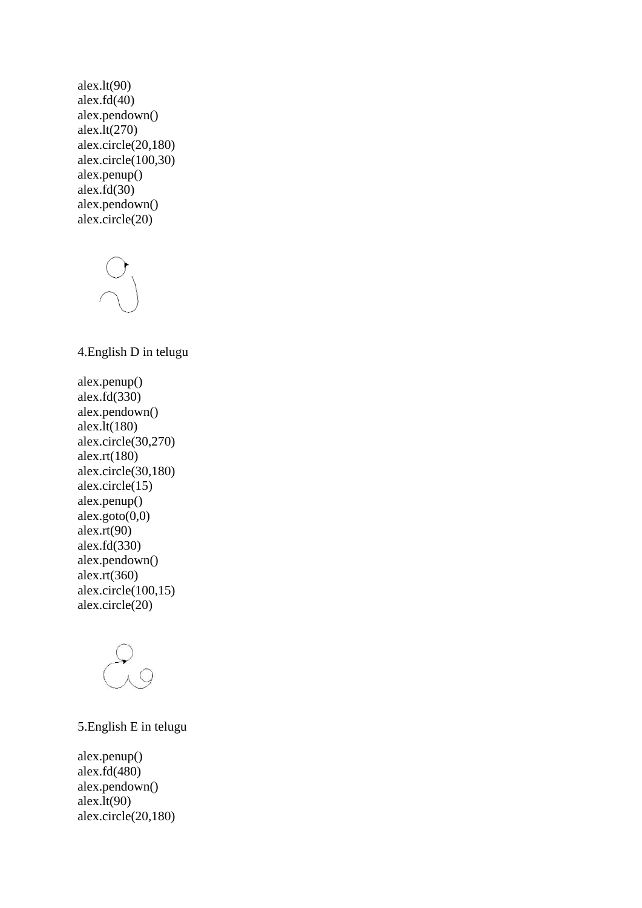```
alex.lt(90)
alex.fd(40)
alex.pendown()
alex.lt(270)
alex.circle(20,180)
alex.circle(100,30)
alex.penup()
alex.fd(30)
alex.pendown()
alex.circle(20)
```

4.English D in telugu

```
alex.penup()
alex.fd(330)
alex.pendown()
alex.lt(180)
alex.circle(30,270)
alex.rt(180)
alex.circle(30,180)
alex.circle(15)
alex.penup()
alex.goto(0,0)
alex.rt(90)
alex.fd(330)
alex.pendown()
alex.rt(360)
alex.circle(100,15)
alex.circle(20)
```

5.English E in telugu

```
alex.penup()
alex.fd(480)
alex.pendown()
alex.lt(90)
alex.circle(20,180)
```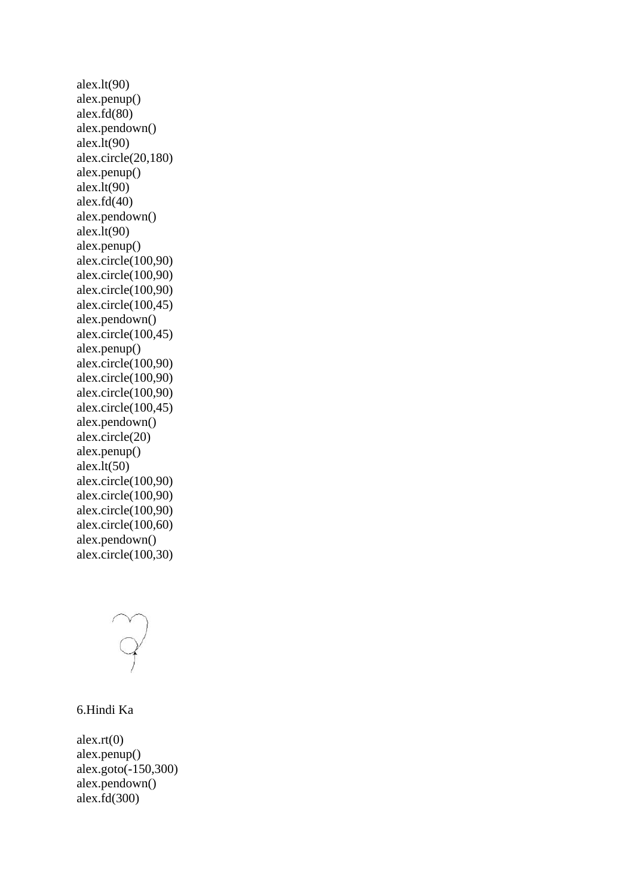```
alex.lt(90)
alex.penup()
alex.fd(80)
alex.pendown()
alex.lt(90)
alex.circle(20,180)
alex.penup()
alex.lt(90)
alex.fd(40)
alex.pendown()
alex.lt(90)
alex.penup()
alex.circle(100,90)
alex.circle(100,90)
alex.circle(100,90)
alex.circle(100,45)
alex.pendown()
alex.circle(100,45)
alex.penup()
alex.circle(100,90)
alex.circle(100,90)
alex.circle(100,90)
alex.circle(100,45)
alex.pendown()
alex.circle(20)
alex.penup()
alex.lt(50)
alex.circle(100,90)
alex.circle(100,90)
alex.circle(100,90)
alex.circle(100,60)
alex.pendown()
alex.circle(100,30)
```

6.Hindi Ka

```
alex.rt(0)
alex.penup()
alex.goto(-150,300)
alex.pendown()
alex.fd(300)
```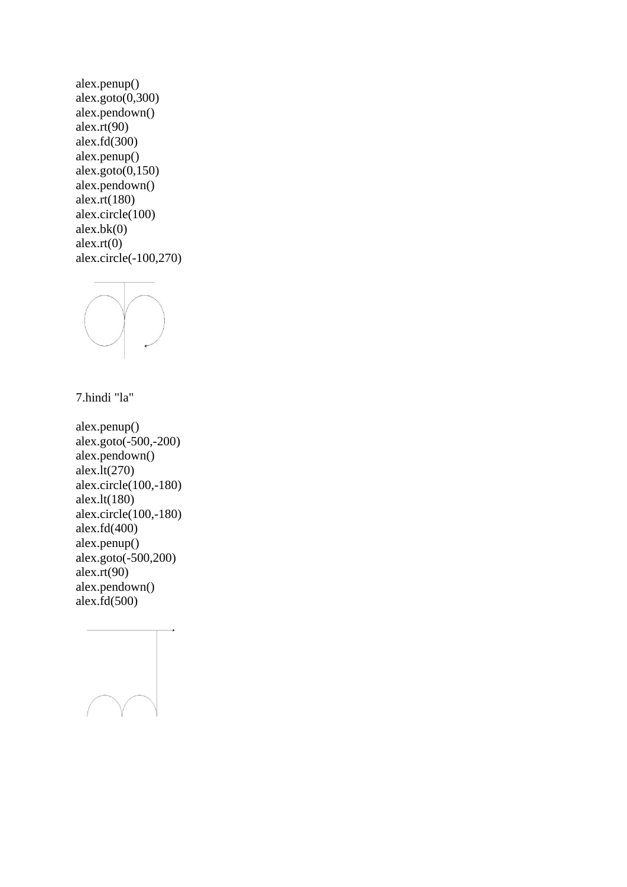```
alex.penup()
alex.goto(0,300)
alex.pendown()
alex.rt(90)
alex.fd(300)
alex.penup()
alex.goto(0,150)
alex.pendown()
alex.rt(180)
alex.circle(100)
alex.bk(0)
alex.rt(0)
alex.circle(-100,270)
```

7.hindi "la"

```
alex.penup()
alex.goto(-500,-200)
alex.pendown()
alex.lt(270)
alex.circle(100,-180)
alex.lt(180)
alex.circle(100,-180)
alex.fd(400)
alex.penup()
alex.goto(-500,200)
alex.rt(90)
alex.pendown()
alex.fd(500)
```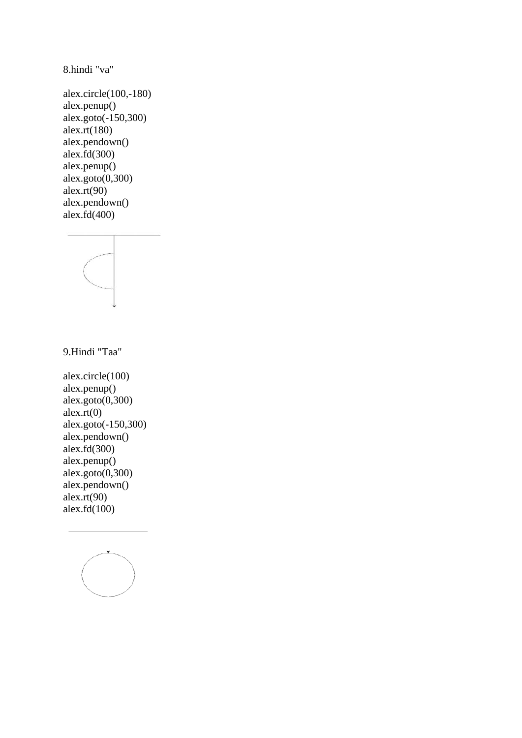8.hindi "va"

```
alex.circle(100,-180)
alex.penup()
alex.goto(-150,300)
alex.rt(180)
alex.pendown()
alex.fd(300)
alex.penup()
alex.goto(0,300)
alex.rt(90)
alex.pendown()
alex.fd(400)
```

9.Hindi "Taa"

```
alex.circle(100)
alex.penup()
alex.goto(0,300)
alex.rt(0)
alex.goto(-150,300)
alex.pendown()
alex.fd(300)
alex.penup()
alex.goto(0,300)
alex.pendown()
alex.rt(90)
alex.fd(100)
```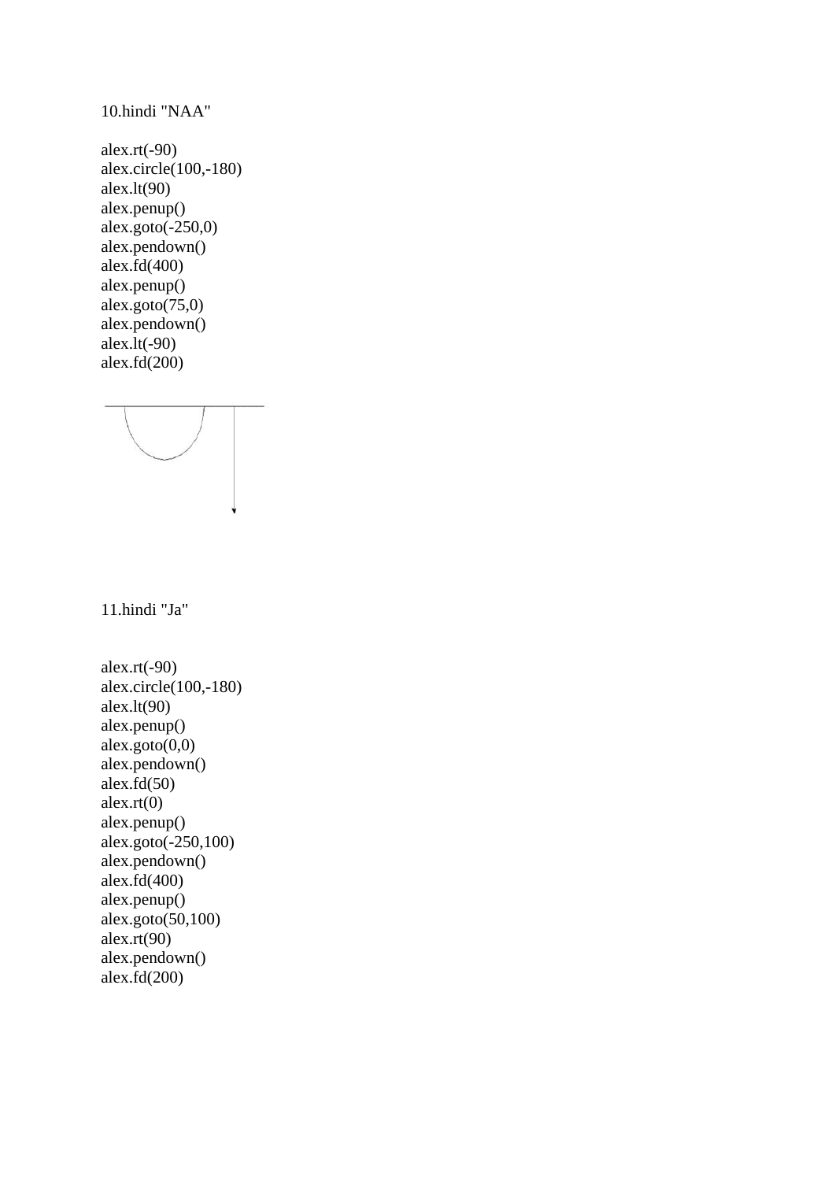10.hindi "NAA"

```
alex.rt(-90)
alex.circle(100,-180)
alex.lt(90)
alex.penup()
alex.goto(-250,0)
alex.pendown()
alex.fd(400)
alex.penup()
alex.goto(75,0)
alex.pendown()
alex.lt(-90)
alex.fd(200)
```

11.hindi "Ja"

```
alex.rt(-90)
alex.circle(100,-180)
alex.lt(90)
alex.penup()
alex.goto(0,0)
alex.pendown()
alex.fd(50)
alex.rt(0)
alex.penup()
alex.goto(-250,100)
alex.pendown()
alex.fd(400)
alex.penup()
alex.goto(50,100)
alex.rt(90)
alex.pendown()
alex.fd(200)
```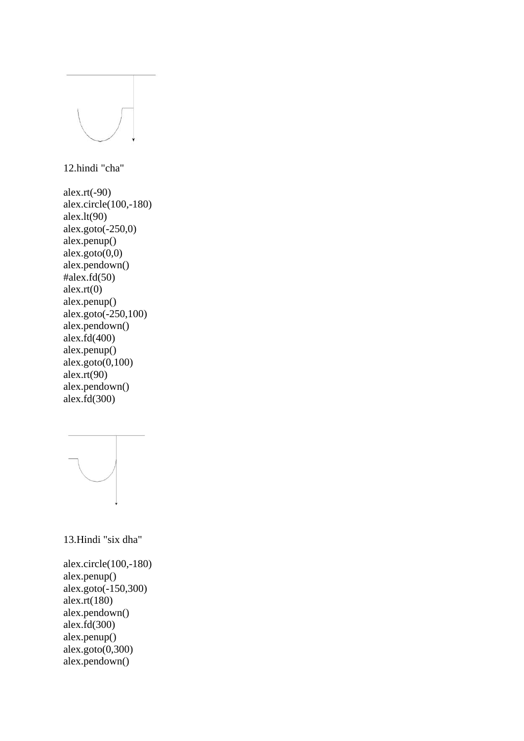12.hindi "cha"

```
alex.rt(-90)
alex.circle(100,-180)
alex.lt(90)
alex.goto(-250,0)
alex.penup()
alex.goto(0,0)
alex.pendown()
#alex.fd(50)
alex.rt(0)
alex.penup()
alex.goto(-250,100)
alex.pendown()
alex.fd(400)
alex.penup()
alex.goto(0,100)
alex.rt(90)
alex.pendown()
alex.fd(300)
```

13.Hindi "six dha"

```
alex.circle(100,-180)
alex.penup()
alex.goto(-150,300)
alex.rt(180)
alex.pendown()
alex.fd(300)
alex.penup()
alex.goto(0,300)
alex.pendown()
```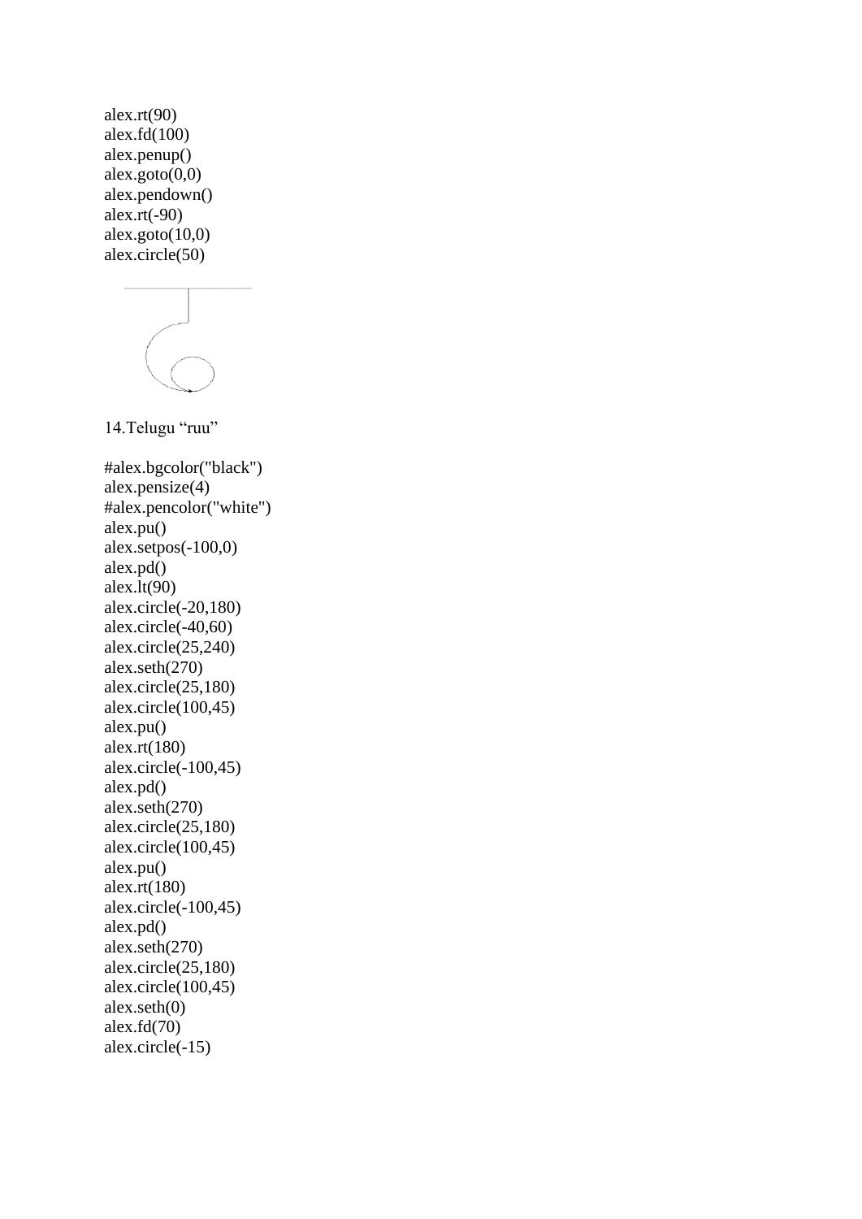```
alex.rt(90)
alex.fd(100)
alex.penup()
alex.goto(0,0)
alex.pendown()
alex.rt(-90)
alex.goto(10,0)
alex.circle(50)
```

14.Telugu "ruu"

```
#alex.bgcolor("black")
alex.pensize(4)
#alex.pencolor("white")
alex.pu()
alex.setpos(-100,0)
alex.pd()
alex.lt(90)
alex.circle(-20,180)
alex.circle(-40,60)
alex.circle(25,240)
alex.seth(270)
alex.circle(25,180)
alex.circle(100,45)
alex.pu()
alex.rt(180)
alex.circle(-100,45)
alex.pd()
alex.seth(270)
alex.circle(25,180)
alex.circle(100,45)
alex.pu()
alex.rt(180)
alex.circle(-100,45)
alex.pd()
alex.seth(270)
alex.circle(25,180)
alex.circle(100,45)
alex.seth(0)
alex.fd(70)
alex.circle(-15)
```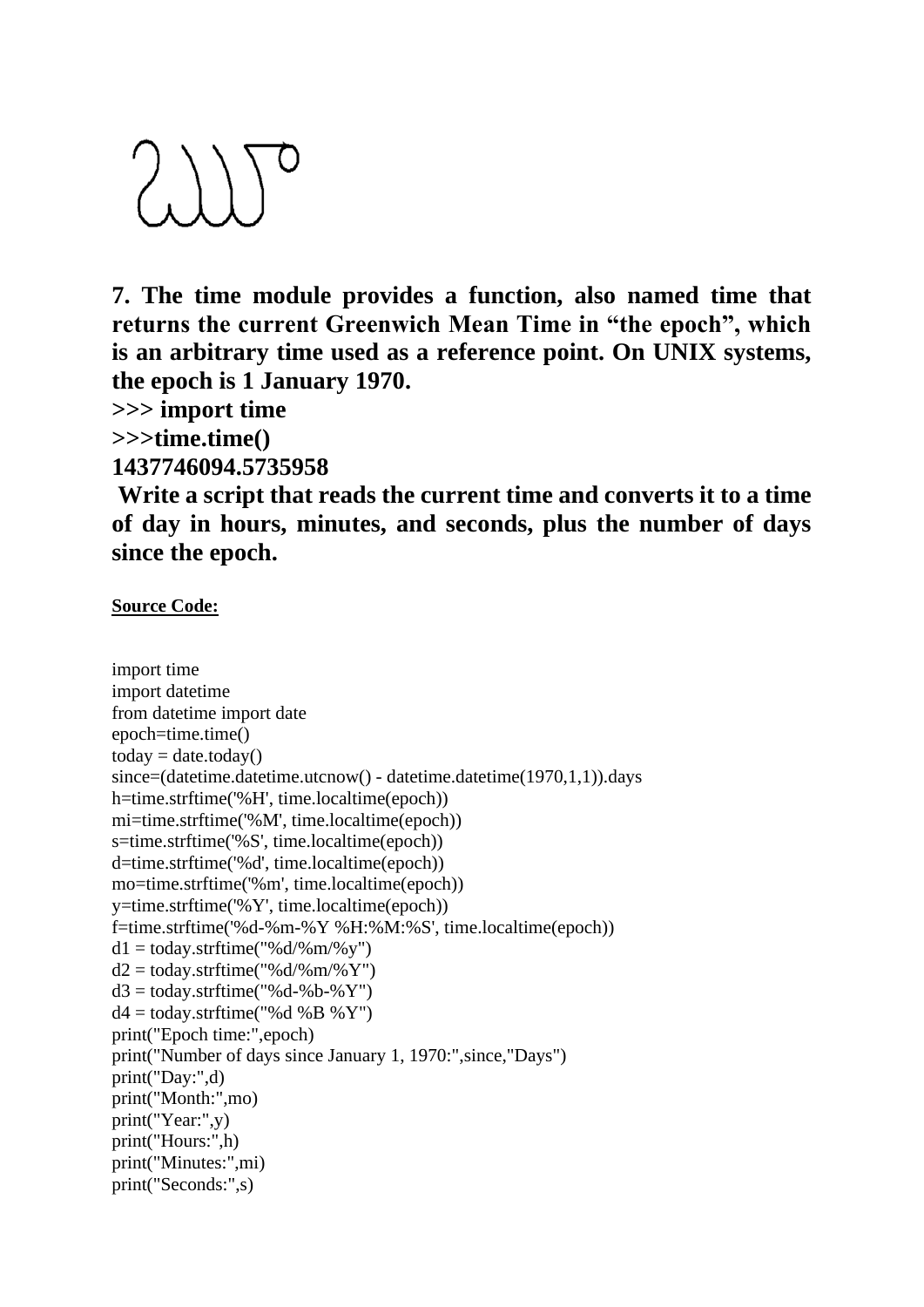**7. The time module provides a function, also named time that returns the current Greenwich Mean Time in "the epoch", which is an arbitrary time used as a reference point. On UNIX systems, the epoch is 1 January 1970.**

**>>> import time**

**>>>time.time()**

**1437746094.5735958**

**Write a script that reads the current time and converts it to a time of day in hours, minutes, and seconds, plus the number of days since the epoch.**

**Source Code:**

```
import time
import datetime
from datetime import date
epoch=time.time()
today = date.today()
since=(datetime.datetime.utcnow() - datetime.datetime(1970,1,1)).days
h=time.strftime('%H', time.localtime(epoch))
mi=time.strftime('%M', time.localtime(epoch))
s=time.strftime('%S', time.localtime(epoch))
d=time.strftime('%d', time.localtime(epoch))
mo=time.strftime('%m', time.localtime(epoch))
y=time.strftime('%Y', time.localtime(epoch))
f=time.strftime('%d-%m-%Y %H:%M:%S', time.localtime(epoch))
d1 = today.strftime("%d/%m/%y")
d2 = today.strftime("%d/%m/%Y")
d3 = today.strftime("%d-%b-%Y")
d4 = today.strftime("%d %B %Y")
print("Epoch time:",epoch)
print("Number of days since January 1, 1970:",since,"Days")
print("Day:",d)
print("Month:",mo)
print("Year:",y)
print("Hours:",h)
print("Minutes:",mi)
print("Seconds:",s)
```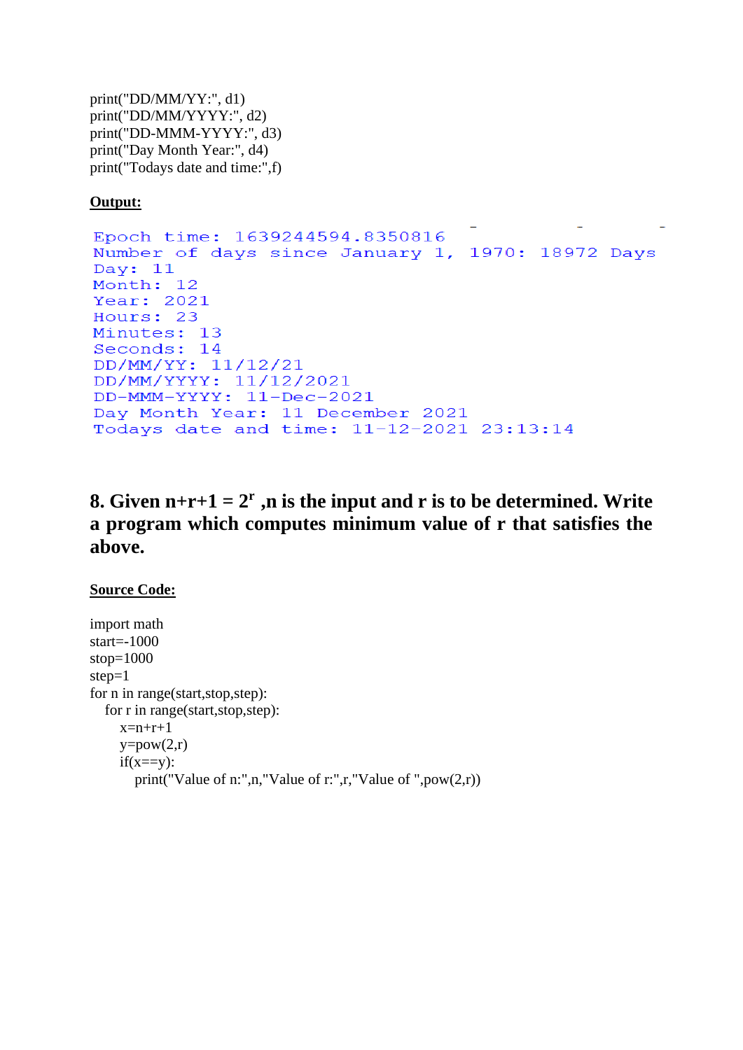```
print("DD/MM/YY:", d1)
print("DD/MM/YYYY:", d2)
print("DD-MMM-YYYY:", d3)
print("Day Month Year:", d4)
print("Todays date and time:",f)
```

**Output:**

```
Epoch time: 1639244594.8350816
Number of days since January 1, 1970: 18972 Days
Day: 11
Month: 12
Year: 2021
Hours: 23
Minutes: 13
Seconds: 14
DD/MM/YY: 11/12/21
DD/MM/YYYY: 11/12/2021
DD-MMM-YYYY: 11-Dec-2021
Day Month Year: 11 December 2021
Todays date and time: 11-12-2021 23:13:14
```

## 8. Given $n+r+1 = 2^r$ ,n is the input and r is to be determined. Write a program which computes minimum value of r that satisfies the above.

**Source Code:**

```
import math
start=-1000
stop=1000
step=1
for n in range(start,stop,step):
   for r in range(start,stop,step):
      x=n+r+1
      y=pow(2,r)
      if(x==y):
         print("Value of n:",n,"Value of r:",r,"Value of ",pow(2,r))
```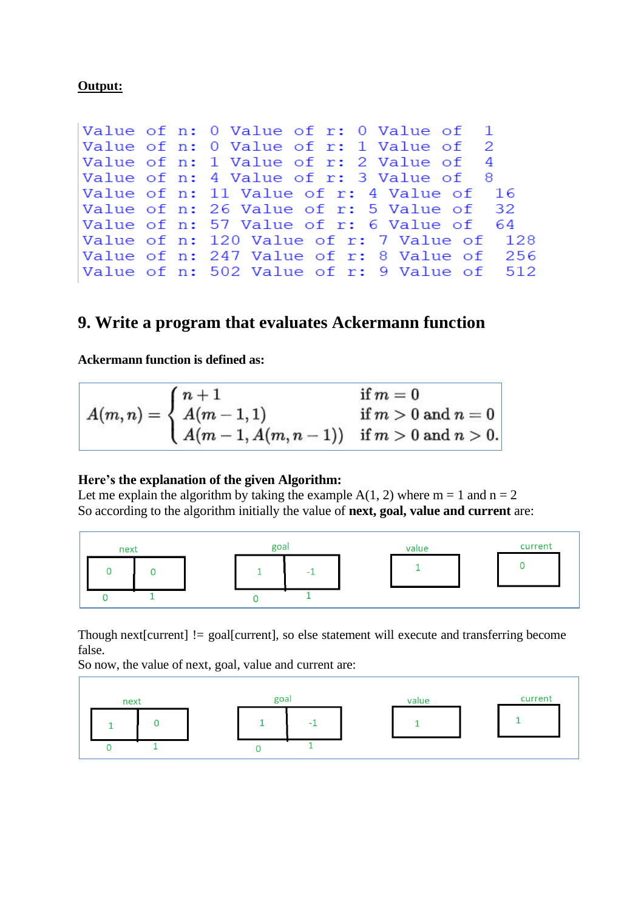**Output:**

```
Value of n: 0 Value of r: 0 Value of  1
Value of n: 0 Value of r: 1 Value of  2
Value of n: 1 Value of r: 2 Value of  4
Value of n: 4 Value of r: 3 Value of  8
Value of n: 11 Value of r: 4 Value of  16
Value of n: 26 Value of r: 5 Value of  32
Value of n: 57 Value of r: 6 Value of  64
Value of n: 120 Value of r: 7 Value of  128
Value of n: 247 Value of r: 8 Value of  256
Value of n: 502 Value of r: 9 Value of  512
```

## 9. Write a program that evaluates Ackermann function

**Ackermann function is defined as:**

$$A(m,n) = \begin{cases} n+1 & \text{if } m = 0 \\ A(m-1,1) & \text{if } m > 0 \text{ and } n = 0 \\ A(m-1, A(m,n-1)) & \text{if } m > 0 \text{ and } n > 0. \end{cases}$$

**Here's the explanation of the given Algorithm:**
Let me explain the algorithm by taking the example A(1, 2) where m = 1 and n = 2
So according to the algorithm initially the value of **next, goal, value and current** are:

next:

| 0 | 1 |
|---|---|
| 0 | 0 |

goal:

| 0 | 1 |
|---|---|
| 1 | -1 |

value: 1

current: 0

Though next[current] != goal[current], so else statement will execute and transferring become false.
So now, the value of next, goal, value and current are:

next:

| 0 | 1 |
|---|---|
| 1 | 0 |

goal:

| 0 | 1 |
|---|---|
| 1 | -1 |

value: 1

current: 1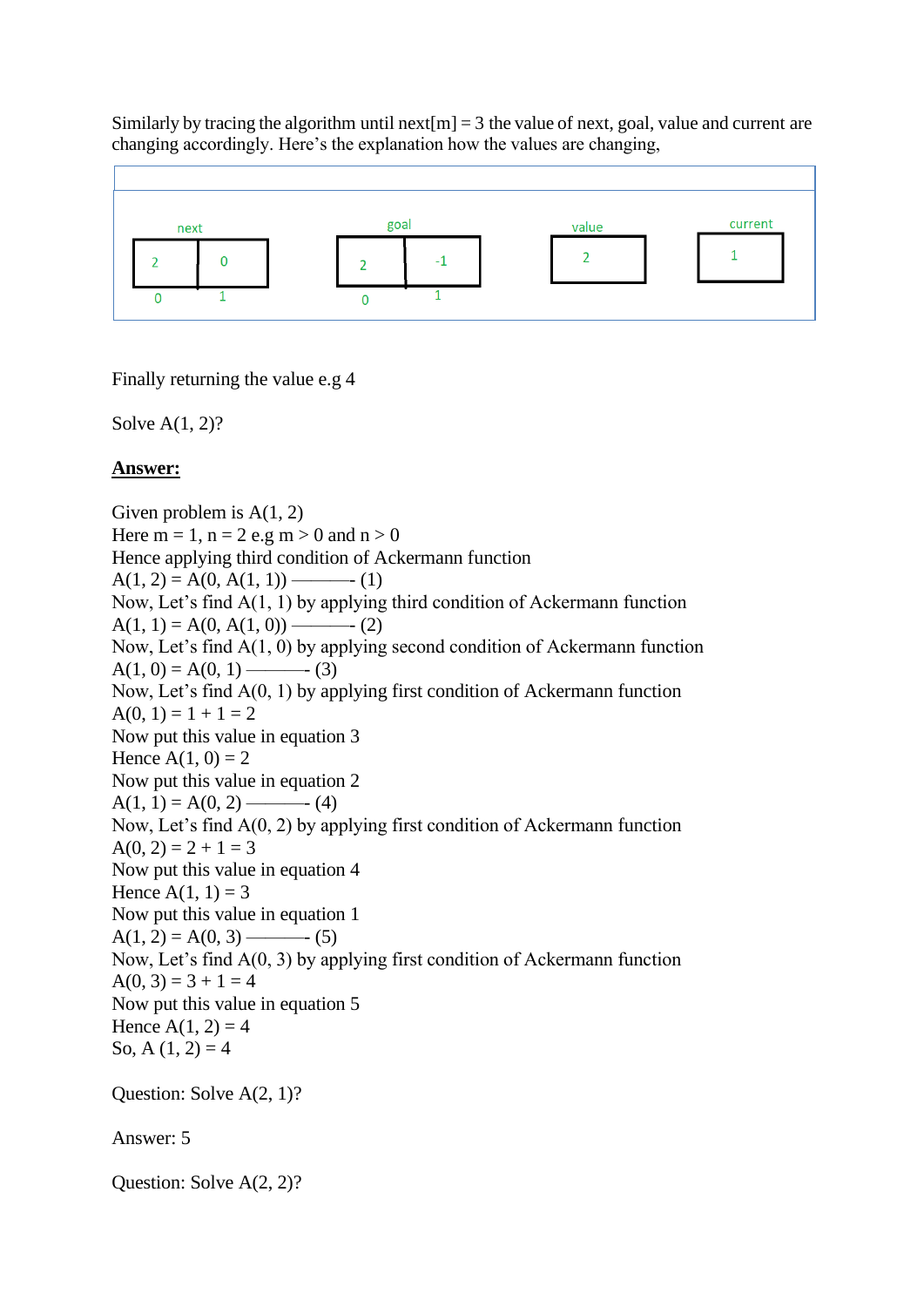Similarly by tracing the algorithm until next[m] = 3 the value of next, goal, value and current are changing accordingly. Here's the explanation how the values are changing,

| | next | | goal | | value | current |
|---|---|---|---|---|---|---|
| index | 0 | 1 | 0 | 1 | | |
| value | 2 | 0 | 2 | -1 | 2 | 1 |

Finally returning the value e.g 4

Solve A(1, 2)?

**<u>Answer:</u>**

Given problem is A(1, 2)
Here m = 1, n = 2 e.g m > 0 and n > 0
Hence applying third condition of Ackermann function
A(1, 2) = A(0, A(1, 1)) ———- (1)
Now, Let's find A(1, 1) by applying third condition of Ackermann function
A(1, 1) = A(0, A(1, 0)) ———- (2)
Now, Let's find A(1, 0) by applying second condition of Ackermann function
A(1, 0) = A(0, 1) ———- (3)
Now, Let's find A(0, 1) by applying first condition of Ackermann function
A(0, 1) = 1 + 1 = 2
Now put this value in equation 3
Hence A(1, 0) = 2
Now put this value in equation 2
A(1, 1) = A(0, 2) ———- (4)
Now, Let's find A(0, 2) by applying first condition of Ackermann function
A(0, 2) = 2 + 1 = 3
Now put this value in equation 4
Hence A(1, 1) = 3
Now put this value in equation 1
A(1, 2) = A(0, 3) ———- (5)
Now, Let's find A(0, 3) by applying first condition of Ackermann function
A(0, 3) = 3 + 1 = 4
Now put this value in equation 5
Hence A(1, 2) = 4
So, A (1, 2) = 4

Question: Solve A(2, 1)?

Answer: 5

Question: Solve A(2, 2)?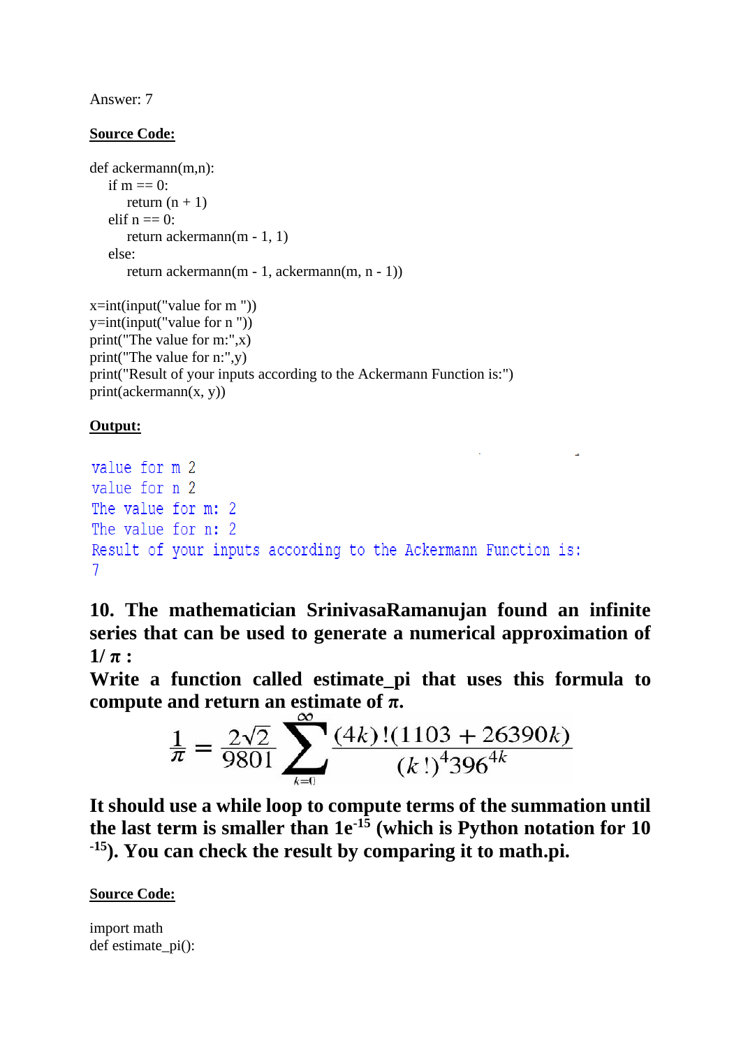Answer: 7

**Source Code:**

```
def ackermann(m,n):
    if m == 0:
        return (n + 1)
    elif n == 0:
        return ackermann(m - 1, 1)
    else:
        return ackermann(m - 1, ackermann(m, n - 1))

x=int(input("value for m "))
y=int(input("value for n "))
print("The value for m:",x)
print("The value for n:",y)
print("Result of your inputs according to the Ackermann Function is:")
print(ackermann(x, y))
```

**Output:**

```
value for m 2
value for n 2
The value for m: 2
The value for n: 2
Result of your inputs according to the Ackermann Function is:
7
```

**10. The mathematician SrinivasaRamanujan found an infinite series that can be used to generate a numerical approximation of $1/\pi$ :**
**Write a function called estimate_pi that uses this formula to compute and return an estimate of $\pi$.**

$$\frac{1}{\pi} = \frac{2\sqrt{2}}{9801} \sum_{k=0}^{\infty} \frac{(4k)!(1103 + 26390k)}{(k!)^4 396^{4k}}$$

**It should use a while loop to compute terms of the summation until the last term is smaller than 1e$^{-15}$ (which is Python notation for $10^{-15}$). You can check the result by comparing it to math.pi.**

**Source Code:**

```
import math
def estimate_pi():
```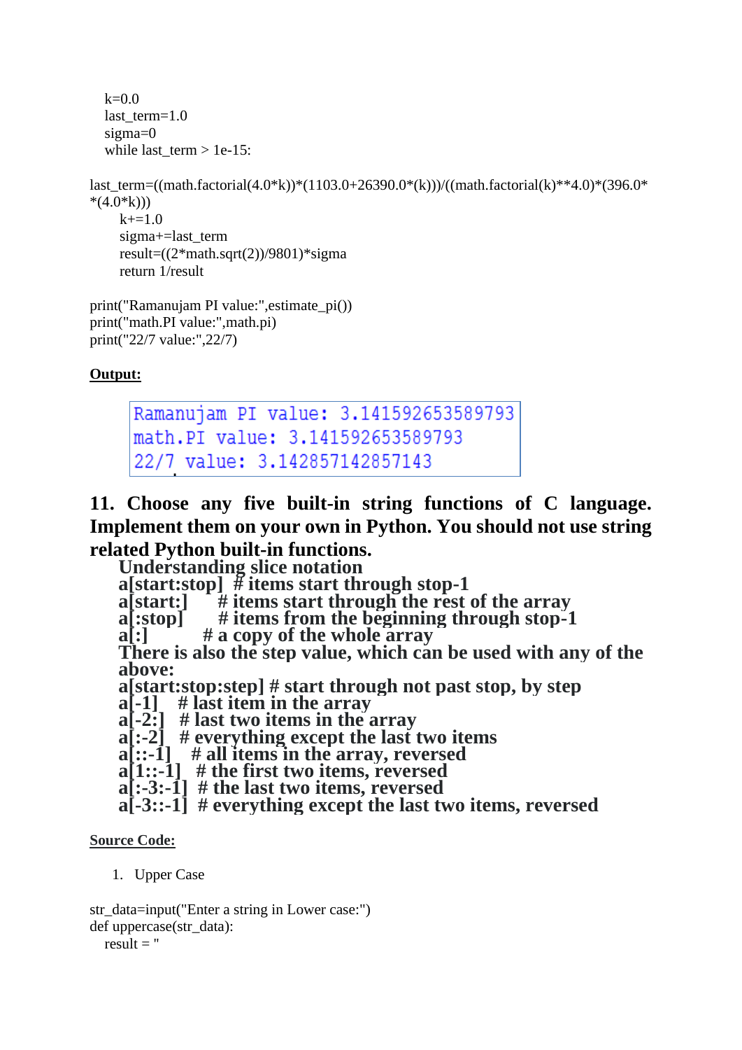```
   k=0.0
   last_term=1.0
   sigma=0
   while last_term > 1e-15:

last_term=((math.factorial(4.0*k))*(1103.0+26390.0*(k)))/((math.factorial(k)**4.0)*(396.0*
*(4.0*k)))
      k+=1.0
      sigma+=last_term
      result=((2*math.sqrt(2))/9801)*sigma
      return 1/result

print("Ramanujam PI value:",estimate_pi())
print("math.PI value:",math.pi)
print("22/7 value:",22/7)
```

**Output:**

```
Ramanujam PI value: 3.141592653589793
math.PI value: 3.141592653589793
22/7 value: 3.142857142857143
```

## 11. Choose any five built-in string functions of C language. Implement them on your own in Python. You should not use string related Python built-in functions.

**Understanding slice notation**

```
a[start:stop]  # items start through stop-1
a[start:]      # items start through the rest of the array
a[:stop]       # items from the beginning through stop-1
a[:]           # a copy of the whole array
```

**There is also the step value, which can be used with any of the above:**

```
a[start:stop:step] # start through not past stop, by step
a[-1]    # last item in the array
a[-2:]   # last two items in the array
a[:-2]   # everything except the last two items
a[::-1]    # all items in the array, reversed
a[1::-1]   # the first two items, reversed
a[:-3:-1]  # the last two items, reversed
a[-3::-1]  # everything except the last two items, reversed
```

**Source Code:**

1. Upper Case

```
str_data=input("Enter a string in Lower case:")
def uppercase(str_data):
   result = ''
```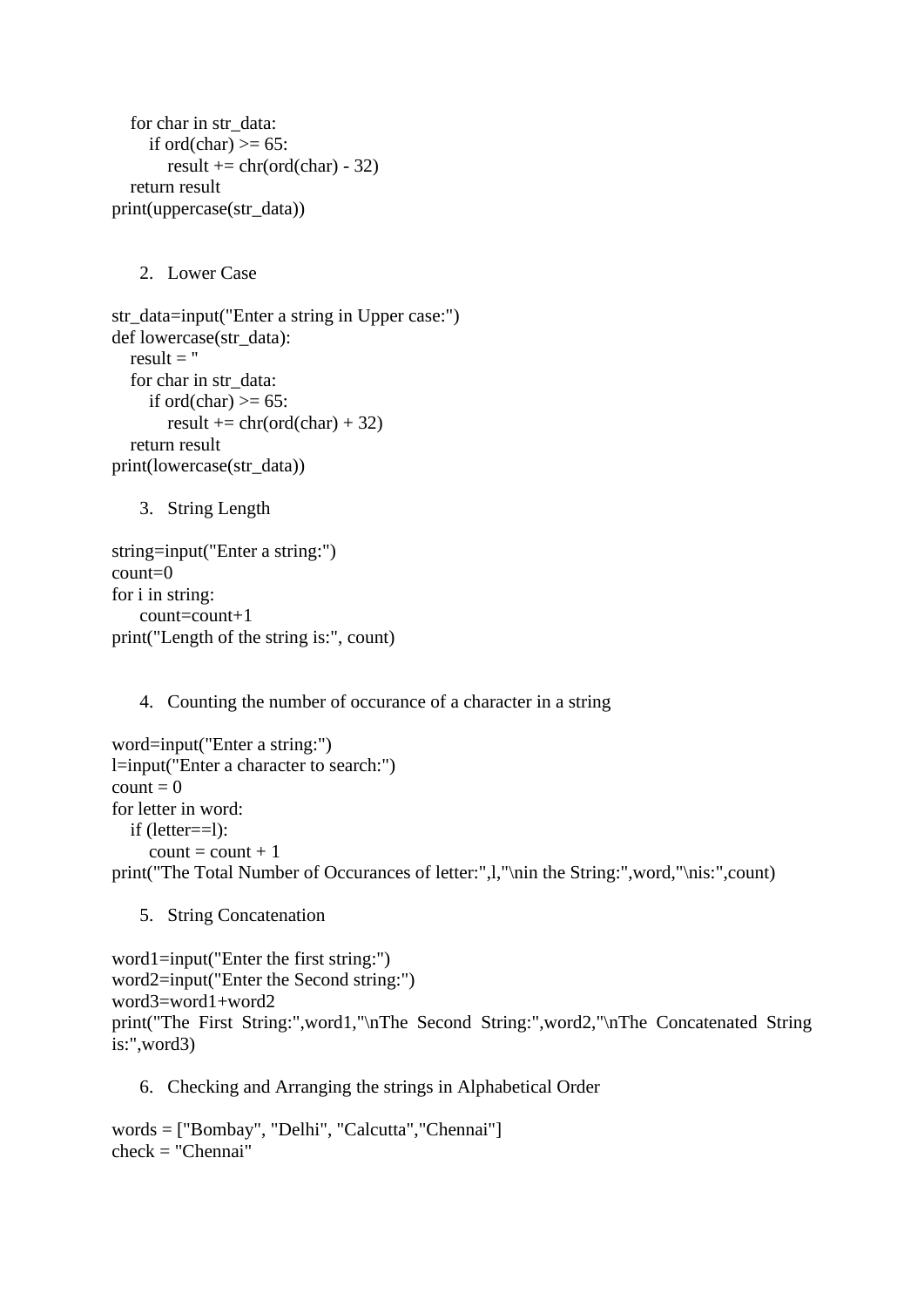```
    for char in str_data:
        if ord(char) >= 65:
            result += chr(ord(char) - 32)
    return result
print(uppercase(str_data))
```

2. Lower Case

```
str_data=input("Enter a string in Upper case:")
def lowercase(str_data):
    result = ''
    for char in str_data:
        if ord(char) >= 65:
            result += chr(ord(char) + 32)
    return result
print(lowercase(str_data))
```

3. String Length

```
string=input("Enter a string:")
count=0
for i in string:
      count=count+1
print("Length of the string is:", count)
```

4. Counting the number of occurance of a character in a string

```
word=input("Enter a string:")
l=input("Enter a character to search:")
count = 0
for letter in word:
    if (letter==l):
        count = count + 1
print("The Total Number of Occurances of letter:",l,"\nin the String:",word,"\nis:",count)
```

5. String Concatenation

```
word1=input("Enter the first string:")
word2=input("Enter the Second string:")
word3=word1+word2
print("The First String:",word1,"\nThe Second String:",word2,"\nThe Concatenated String is:",word3)
```

6. Checking and Arranging the strings in Alphabetical Order

```
words = ["Bombay", "Delhi", "Calcutta","Chennai"]
check = "Chennai"
```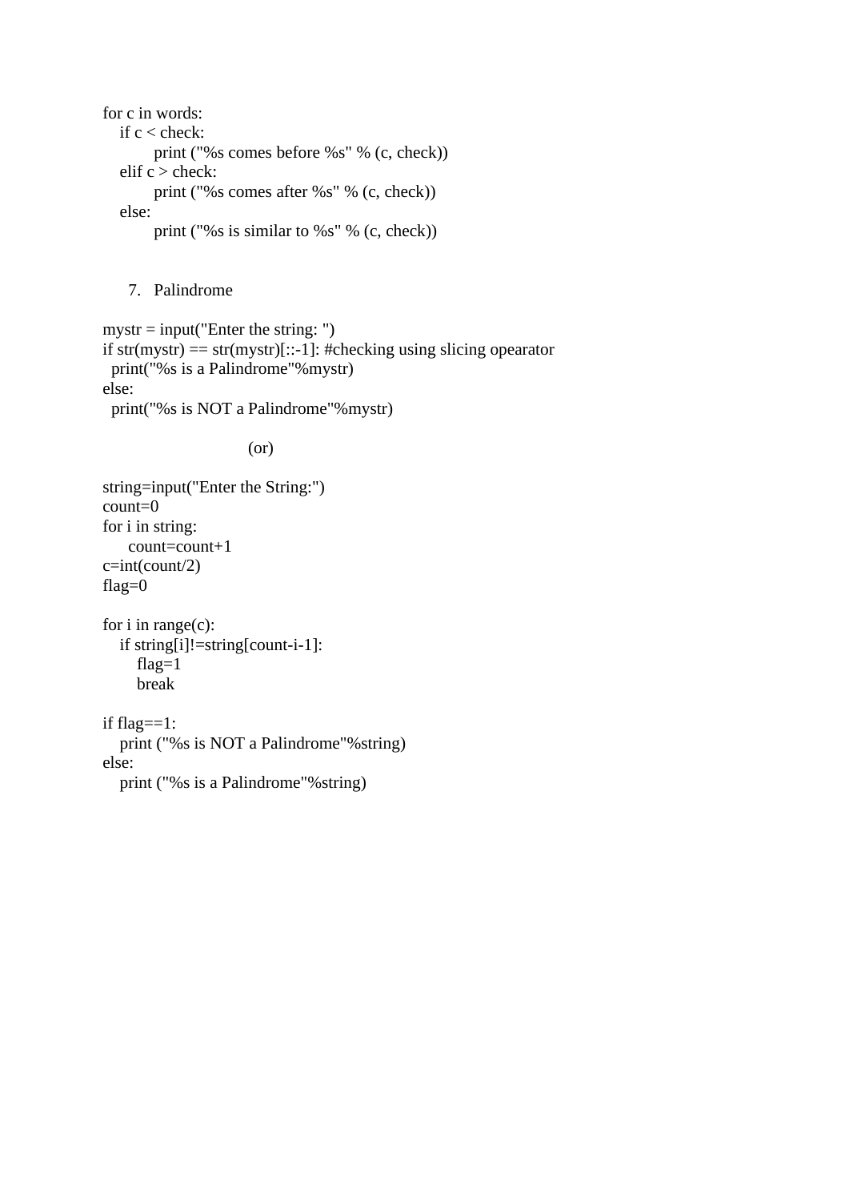```
for c in words:
   if c < check:
          print ("%s comes before %s" % (c, check))
   elif c > check:
          print ("%s comes after %s" % (c, check))
   else:
          print ("%s is similar to %s" % (c, check))
```

7. Palindrome

```
mystr = input("Enter the string: ")
if str(mystr) == str(mystr)[::-1]: #checking using slicing opearator
  print("%s is a Palindrome"%mystr)
else:
  print("%s is NOT a Palindrome"%mystr)
```

(or)

```
string=input("Enter the String:")
count=0
for i in string:
     count=count+1
c=int(count/2)
flag=0

for i in range(c):
   if string[i]!=string[count-i-1]:
      flag=1
      break

if flag==1:
   print ("%s is NOT a Palindrome"%string)
else:
   print ("%s is a Palindrome"%string)
```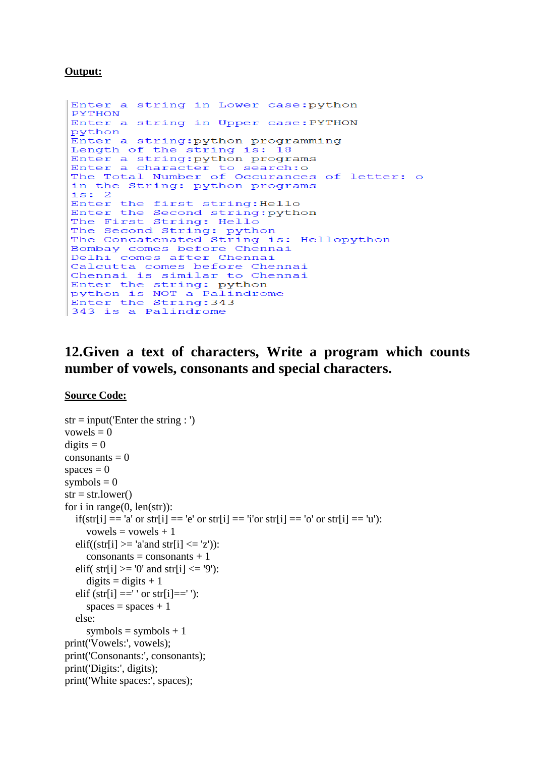**Output:**

```
Enter a string in Lower case:python
PYTHON
Enter a string in Upper case:PYTHON
python
Enter a string:python programming
Length of the string is: 18
Enter a string:python programs
Enter a character to search:o
The Total Number of Occurances of letter: o
in the String: python programs
is: 2
Enter the first string:Hello
Enter the Second string:python
The First String: Hello
The Second String: python
The Concatenated String is: Hellopython
Bombay comes before Chennai
Delhi comes after Chennai
Calcutta comes before Chennai
Chennai is similar to Chennai
Enter the string: python
python is NOT a Palindrome
Enter the String:343
343 is a Palindrome
```

## 12.Given a text of characters, Write a program which counts number of vowels, consonants and special characters.

**Source Code:**

```
str = input('Enter the string : ')
vowels = 0
digits = 0
consonants = 0
spaces = 0
symbols = 0
str = str.lower()
for i in range(0, len(str)):
    if(str[i] == 'a' or str[i] == 'e' or str[i] == 'i'or str[i] == 'o' or str[i] == 'u'):
        vowels = vowels + 1
    elif((str[i] >= 'a'and str[i] <= 'z')):
        consonants = consonants + 1
    elif( str[i] >= '0' and str[i] <= '9'):
        digits = digits + 1
    elif (str[i] ==' ' or str[i]==' '):
        spaces = spaces + 1
    else:
        symbols = symbols + 1
print('Vowels:', vowels);
print('Consonants:', consonants);
print('Digits:', digits);
print('White spaces:', spaces);
```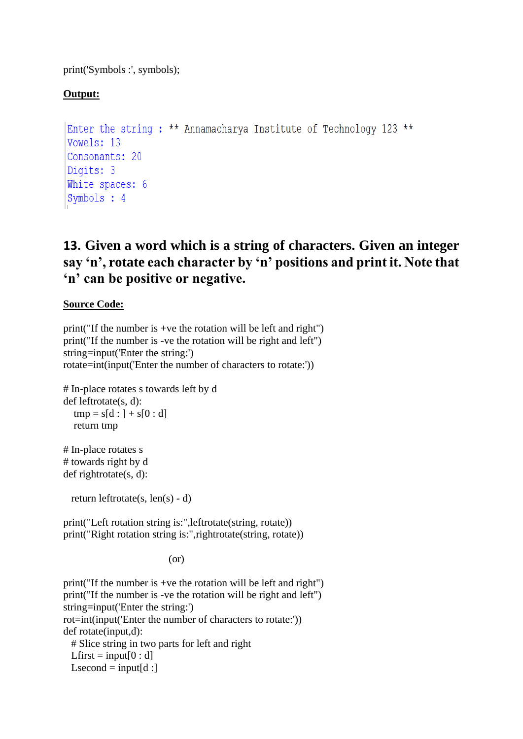```
print('Symbols :', symbols);
```

**Output:**

```
Enter the string : ** Annamacharya Institute of Technology 123 **
Vowels: 13
Consonants: 20
Digits: 3
White spaces: 6
Symbols : 4
```

## 13. Given a word which is a string of characters. Given an integer say ‘n’, rotate each character by ‘n’ positions and print it. Note that ‘n’ can be positive or negative.

**Source Code:**

```
print("If the number is +ve the rotation will be left and right")
print("If the number is -ve the rotation will be right and left")
string=input('Enter the string:')
rotate=int(input('Enter the number of characters to rotate:'))

# In-place rotates s towards left by d
def leftrotate(s, d):
    tmp = s[d : ] + s[0 : d]
    return tmp

# In-place rotates s
# towards right by d
def rightrotate(s, d):

  return leftrotate(s, len(s) - d)

print("Left rotation string is:",leftrotate(string, rotate))
print("Right rotation string is:",rightrotate(string, rotate))
```

(or)

```
print("If the number is +ve the rotation will be left and right")
print("If the number is -ve the rotation will be right and left")
string=input('Enter the string:')
rot=int(input('Enter the number of characters to rotate:'))
def rotate(input,d):
  # Slice string in two parts for left and right
  Lfirst = input[0 : d]
  Lsecond = input[d :]
```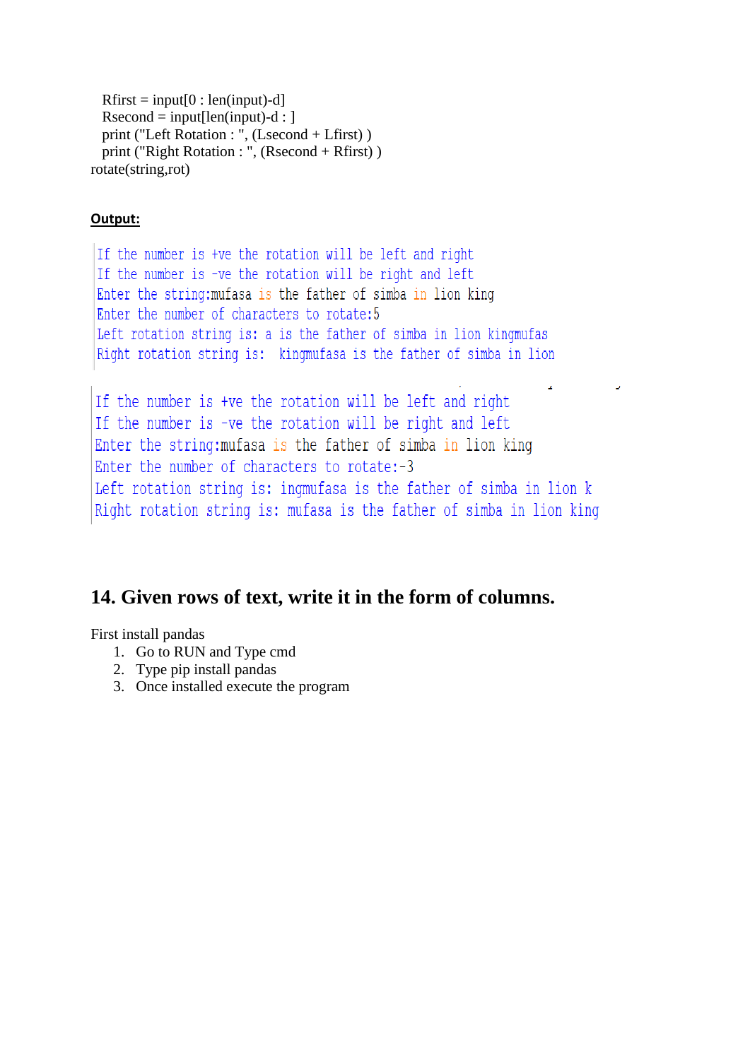```
    Rfirst = input[0 : len(input)-d]
    Rsecond = input[len(input)-d : ]
    print ("Left Rotation : ", (Lsecond + Lfirst) )
    print ("Right Rotation : ", (Rsecond + Rfirst) )
rotate(string,rot)
```

**Output:**

```
If the number is +ve the rotation will be left and right
If the number is -ve the rotation will be right and left
Enter the string:mufasa is the father of simba in lion king
Enter the number of characters to rotate:5
Left rotation string is: a is the father of simba in lion kingmufas
Right rotation string is:  kingmufasa is the father of simba in lion
```

```
If the number is +ve the rotation will be left and right
If the number is -ve the rotation will be right and left
Enter the string:mufasa is the father of simba in lion king
Enter the number of characters to rotate:-3
Left rotation string is: ingmufasa is the father of simba in lion k
Right rotation string is: mufasa is the father of simba in lion king
```

## 14. Given rows of text, write it in the form of columns.

First install pandas

1. Go to RUN and Type cmd
2. Type pip install pandas
3. Once installed execute the program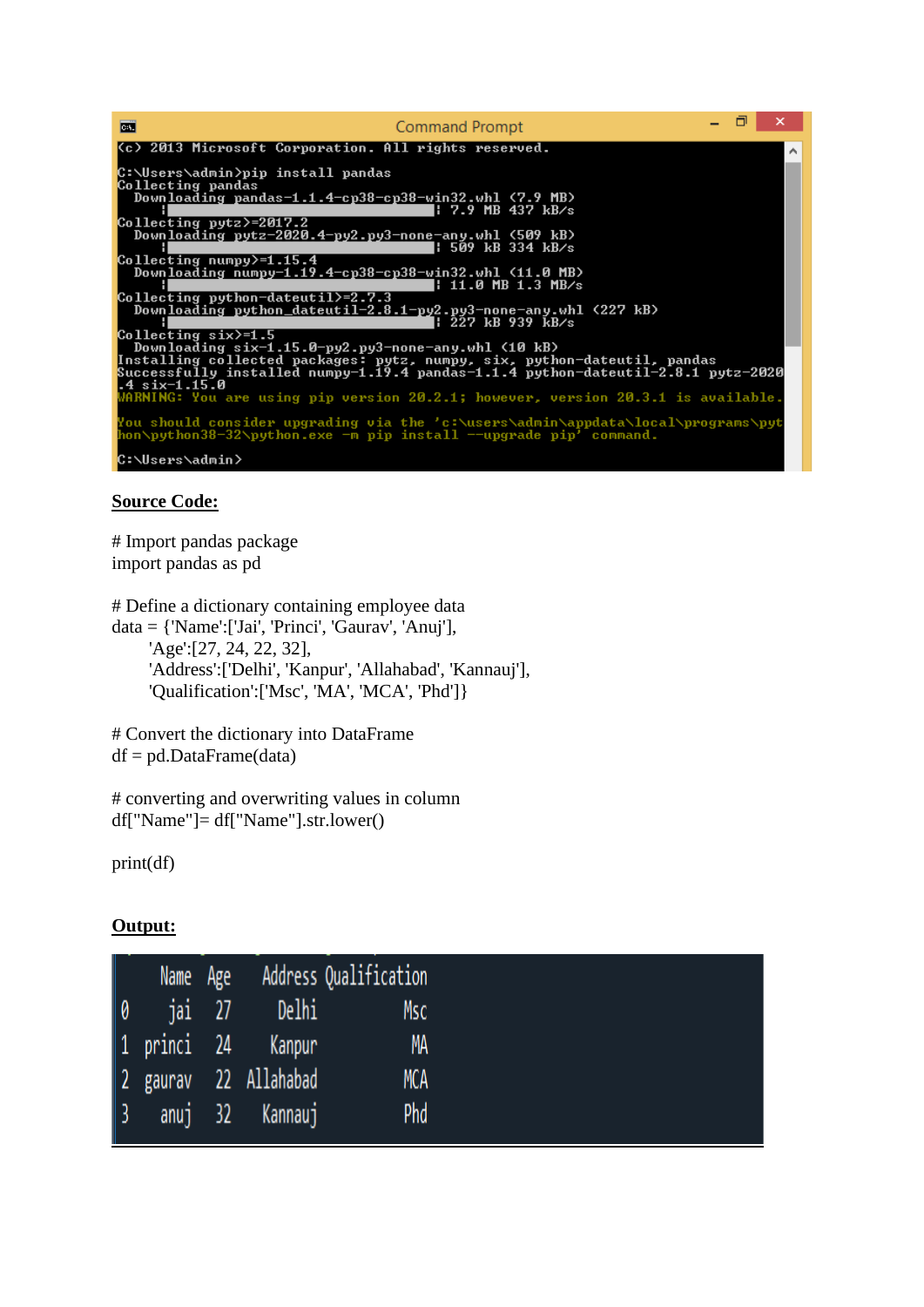```
Command Prompt
(c) 2013 Microsoft Corporation. All rights reserved.

C:\Users\admin>pip install pandas
Collecting pandas
  Downloading pandas-1.1.4-cp38-cp38-win32.whl (7.9 MB)
     |████████████████████████████████| 7.9 MB 437 kB/s
Collecting pytz>=2017.2
  Downloading pytz-2020.4-py2.py3-none-any.whl (509 kB)
     |████████████████████████████████| 509 kB 334 kB/s
Collecting numpy>=1.15.4
  Downloading numpy-1.19.4-cp38-cp38-win32.whl (11.0 MB)
     |████████████████████████████████| 11.0 MB 1.3 MB/s
Collecting python-dateutil>=2.7.3
  Downloading python_dateutil-2.8.1-py2.py3-none-any.whl (227 kB)
     |████████████████████████████████| 227 kB 939 kB/s
Collecting six>=1.5
  Downloading six-1.15.0-py2.py3-none-any.whl (10 kB)
Installing collected packages: pytz, numpy, six, python-dateutil, pandas
Successfully installed numpy-1.19.4 pandas-1.1.4 python-dateutil-2.8.1 pytz-2020
.4 six-1.15.0
WARNING: You are using pip version 20.2.1; however, version 20.3.1 is available.

You should consider upgrading via the 'c:\users\admin\appdata\local\programs\pyt
hon\python38-32\python.exe -m pip install --upgrade pip' command.

C:\Users\admin>
```

**Source Code:**

```
# Import pandas package
import pandas as pd

# Define a dictionary containing employee data
data = {'Name':['Jai', 'Princi', 'Gaurav', 'Anuj'],
        'Age':[27, 24, 22, 32],
        'Address':['Delhi', 'Kanpur', 'Allahabad', 'Kannauj'],
        'Qualification':['Msc', 'MA', 'MCA', 'Phd']}

# Convert the dictionary into DataFrame
df = pd.DataFrame(data)

# converting and overwriting values in column
df["Name"]= df["Name"].str.lower()

print(df)
```

**Output:**

```
     Name  Age    Address Qualification
0     jai   27      Delhi           Msc
1  princi   24     Kanpur            MA
2  gaurav   22  Allahabad           MCA
3    anuj   32    Kannauj           Phd
```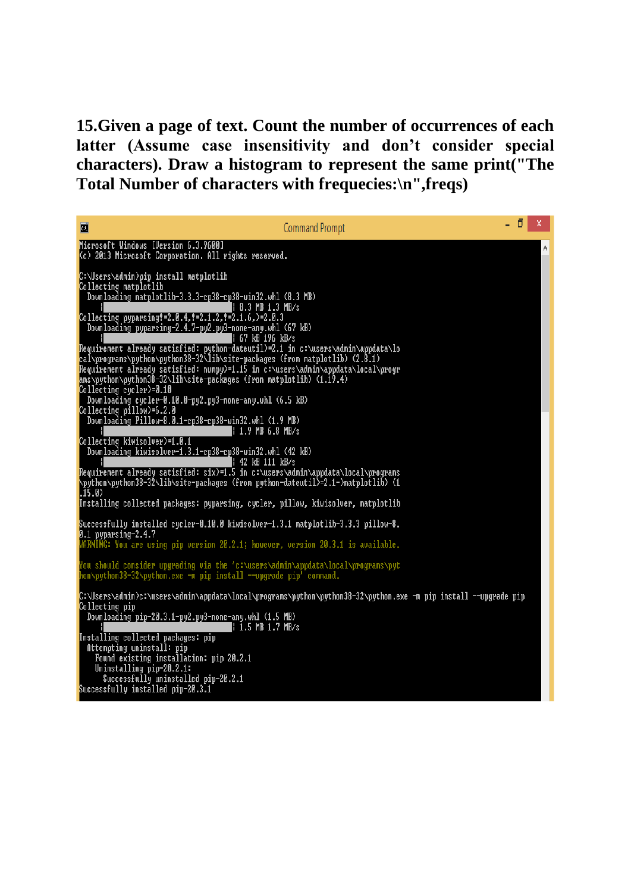**15.Given a page of text. Count the number of occurrences of each latter (Assume case insensitivity and don't consider special characters). Draw a histogram to represent the same print("The Total Number of characters with frequecies:\n",freqs)**

```
Command Prompt

Microsoft Windows [Version 6.3.9600]
(c) 2013 Microsoft Corporation. All rights reserved.

C:\Users\admin>pip install matplotlib
Collecting matplotlib
  Downloading matplotlib-3.3.3-cp38-cp38-win32.whl (8.3 MB)
     |████████████████████████████████| 8.3 MB 1.3 MB/s
Collecting pyparsing!=2.0.4,!=2.1.2,!=2.1.6,>=2.0.3
  Downloading pyparsing-2.4.7-py2.py3-none-any.whl (67 kB)
     |████████████████████████████████| 67 kB 196 kB/s
Requirement already satisfied: python-dateutil>=2.1 in c:\users\admin\appdata\lo
cal\programs\python\python38-32\lib\site-packages (from matplotlib) (2.8.1)
Requirement already satisfied: numpy>=1.15 in c:\users\admin\appdata\local\progr
ams\python\python38-32\lib\site-packages (from matplotlib) (1.19.4)
Collecting cycler>=0.10
  Downloading cycler-0.10.0-py2.py3-none-any.whl (6.5 kB)
Collecting pillow>=6.2.0
  Downloading Pillow-8.0.1-cp38-cp38-win32.whl (1.9 MB)
     |████████████████████████████████| 1.9 MB 6.8 MB/s
Collecting kiwisolver>=1.0.1
  Downloading kiwisolver-1.3.1-cp38-cp38-win32.whl (42 kB)
     |████████████████████████████████| 42 kB 111 kB/s
Requirement already satisfied: six>=1.5 in c:\users\admin\appdata\local\programs
\python\python38-32\lib\site-packages (from python-dateutil>=2.1->matplotlib) (1
.15.0)
Installing collected packages: pyparsing, cycler, pillow, kiwisolver, matplotlib

Successfully installed cycler-0.10.0 kiwisolver-1.3.1 matplotlib-3.3.3 pillow-8.
0.1 pyparsing-2.4.7
WARNING: You are using pip version 20.2.1; however, version 20.3.1 is available.

You should consider upgrading via the 'c:\users\admin\appdata\local\programs\pyt
hon\python38-32\python.exe -m pip install --upgrade pip' command.

C:\Users\admin>c:\users\admin\appdata\local\programs\python\python38-32\python.exe -m pip install --upgrade pip
Collecting pip
  Downloading pip-20.3.1-py2.py3-none-any.whl (1.5 MB)
     |████████████████████████████████| 1.5 MB 1.7 MB/s
Installing collected packages: pip
  Attempting uninstall: pip
    Found existing installation: pip 20.2.1
    Uninstalling pip-20.2.1:
      Successfully uninstalled pip-20.2.1
Successfully installed pip-20.3.1
```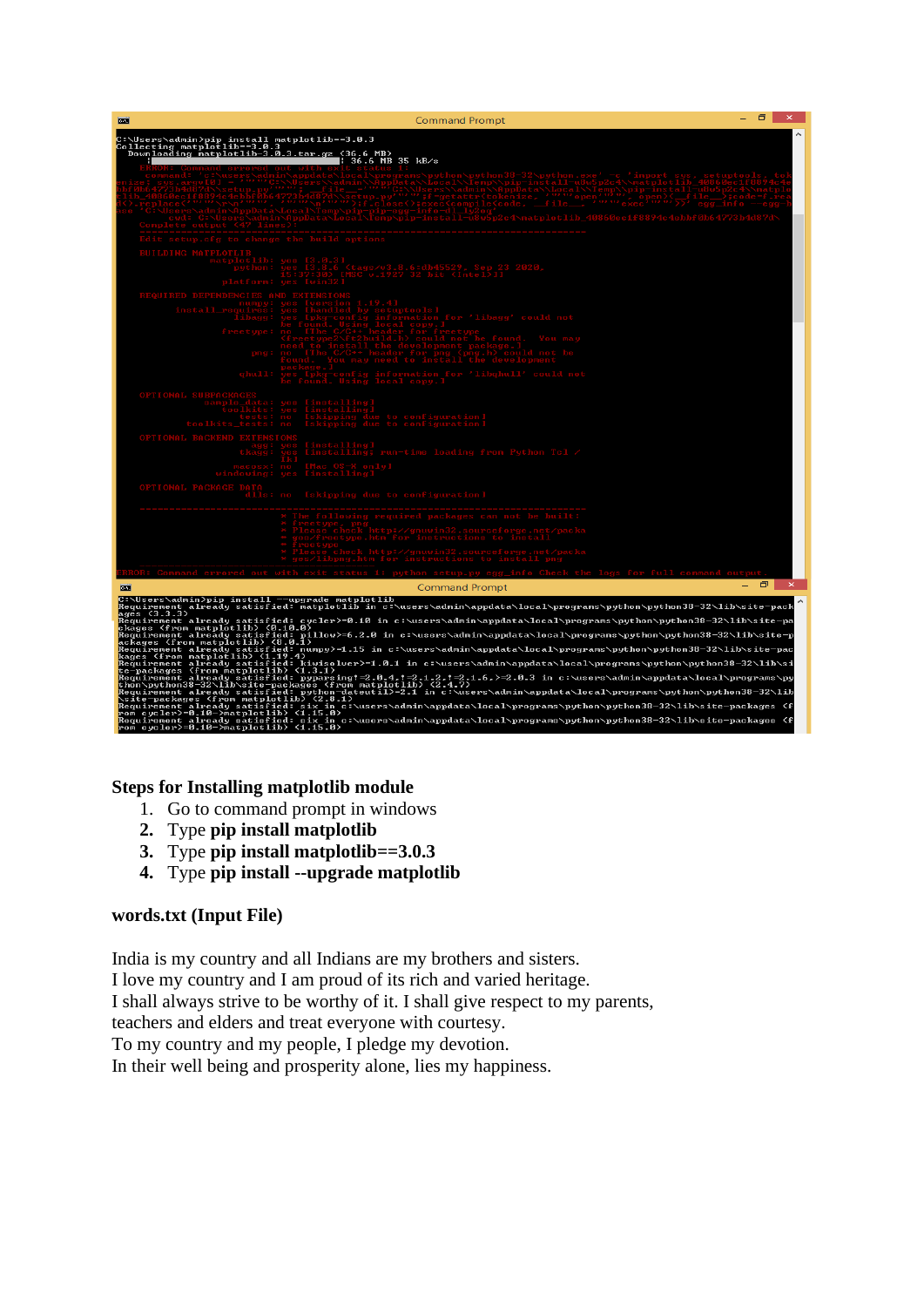**Steps for Installing matplotlib module**

1. Go to command prompt in windows
2. Type **pip install matplotlib**
3. Type **pip install matplotlib==3.0.3**
4. Type **pip install --upgrade matplotlib**

**words.txt (Input File)**

India is my country and all Indians are my brothers and sisters.
I love my country and I am proud of its rich and varied heritage.
I shall always strive to be worthy of it. I shall give respect to my parents,
teachers and elders and treat everyone with courtesy.
To my country and my people, I pledge my devotion.
In their well being and prosperity alone, lies my happiness.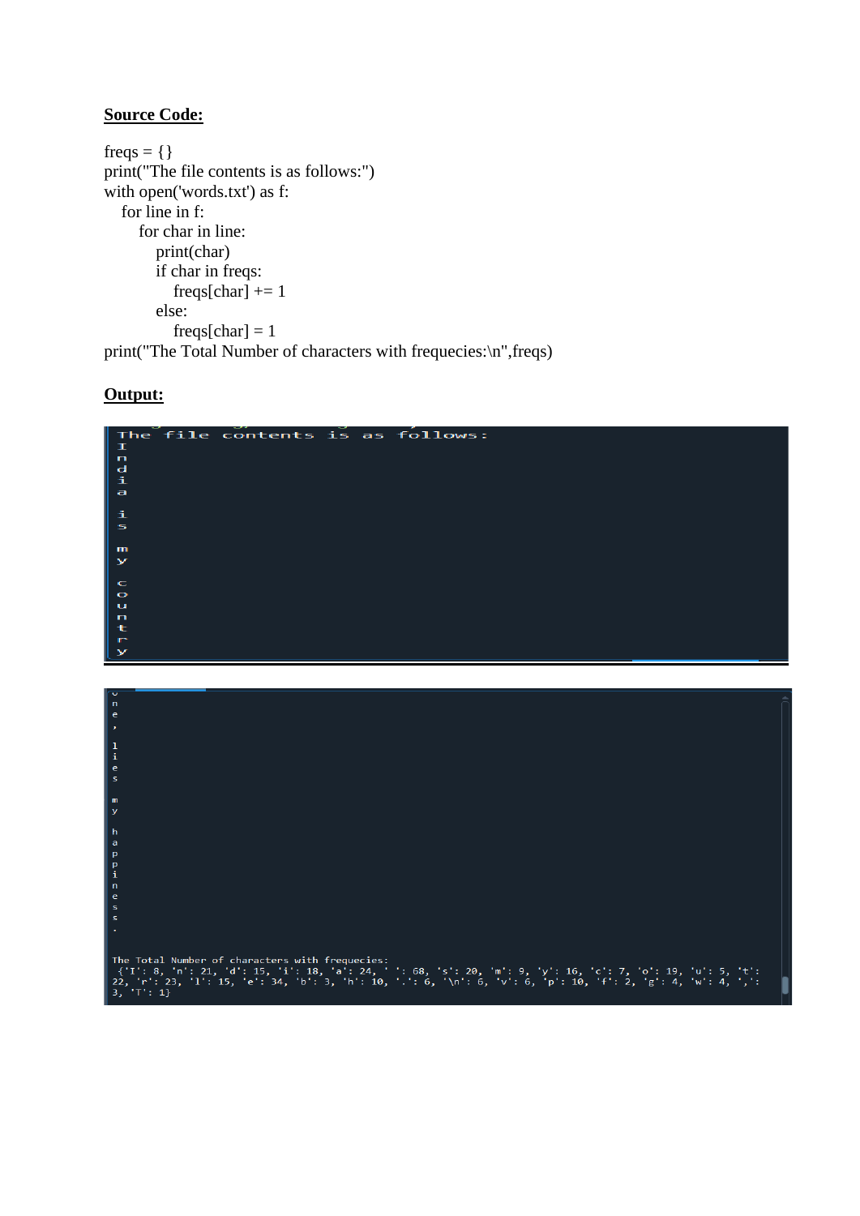**Source Code:**

```
freqs = {}
print("The file contents is as follows:")
with open('words.txt') as f:
    for line in f:
        for char in line:
            print(char)
            if char in freqs:
                freqs[char] += 1
            else:
                freqs[char] = 1
print("The Total Number of characters with frequecies:\n",freqs)
```

**Output:**

```
The file contents is as follows:
I
n
d
i
a

i
s

m
y

c
o
u
n
t
r
y
```

```
o
n
e
,

l
i
e
s

m
y

h
a
p
p
i
n
e
s
s
.

The Total Number of characters with frequecies:
 {'I': 8, 'n': 21, 'd': 15, 'i': 18, 'a': 24, ' ': 68, 's': 20, 'm': 9, 'y': 16, 'c': 7, 'o': 19, 'u': 5, 't': 22, 'r': 23, 'l': 15, 'e': 34, 'b': 3, 'h': 10, '.': 6, '\n': 6, 'v': 6, 'p': 10, 'f': 2, 'g': 4, 'w': 4, ',': 3, 'T': 1}
```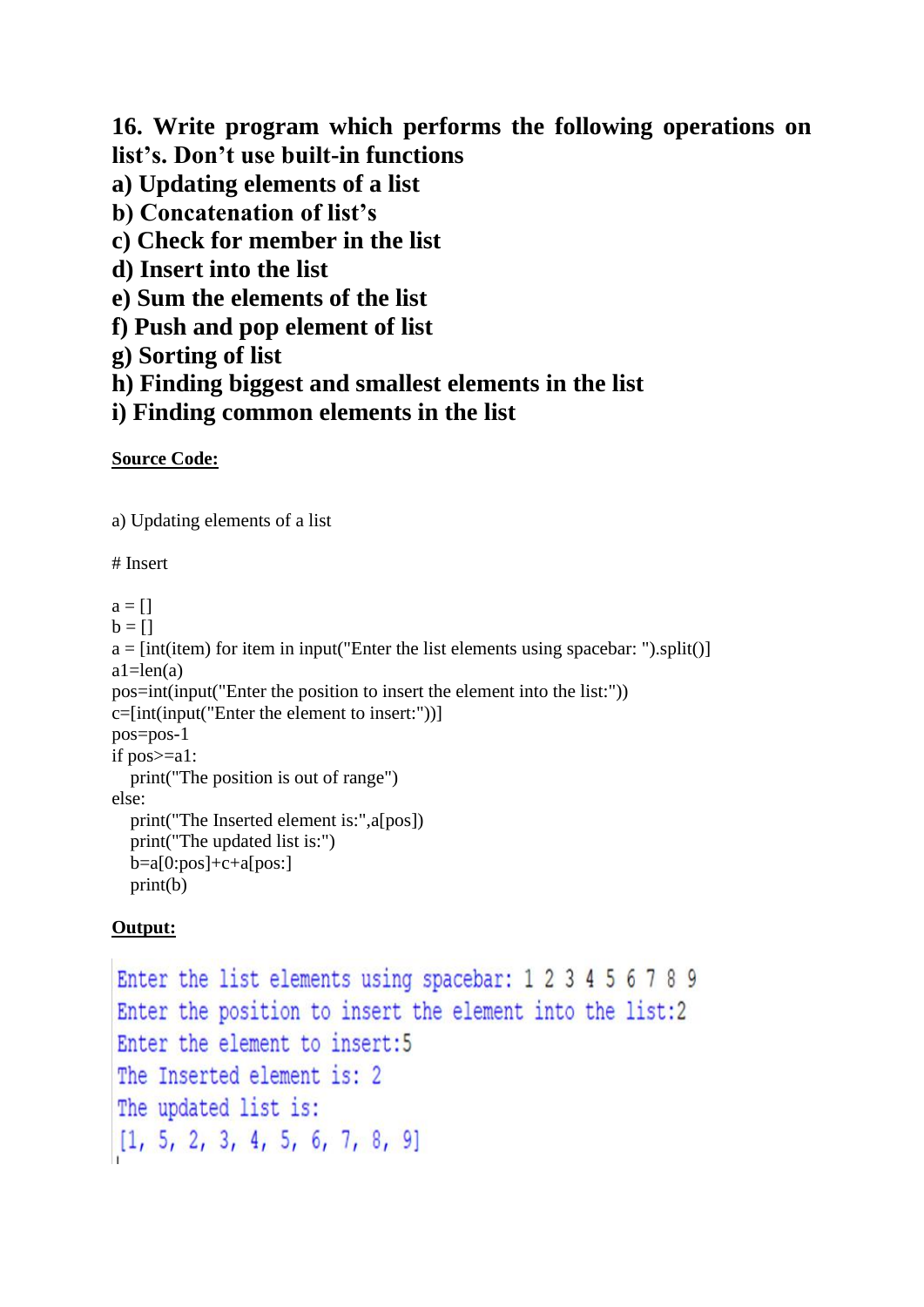**16. Write program which performs the following operations on list's. Don't use built-in functions**

**a) Updating elements of a list**

**b) Concatenation of list's**

**c) Check for member in the list**

**d) Insert into the list**

**e) Sum the elements of the list**

**f) Push and pop element of list**

**g) Sorting of list**

**h) Finding biggest and smallest elements in the list**

**i) Finding common elements in the list**

**Source Code:**

a) Updating elements of a list

```
# Insert

a = []
b = []
a = [int(item) for item in input("Enter the list elements using spacebar: ").split()]
a1=len(a)
pos=int(input("Enter the position to insert the element into the list:"))
c=[int(input("Enter the element to insert:"))]
pos=pos-1
if pos>=a1:
   print("The position is out of range")
else:
   print("The Inserted element is:",a[pos])
   print("The updated list is:")
   b=a[0:pos]+c+a[pos:]
   print(b)
```

**Output:**

```
Enter the list elements using spacebar: 1 2 3 4 5 6 7 8 9
Enter the position to insert the element into the list:2
Enter the element to insert:5
The Inserted element is: 2
The updated list is:
[1, 5, 2, 3, 4, 5, 6, 7, 8, 9]
```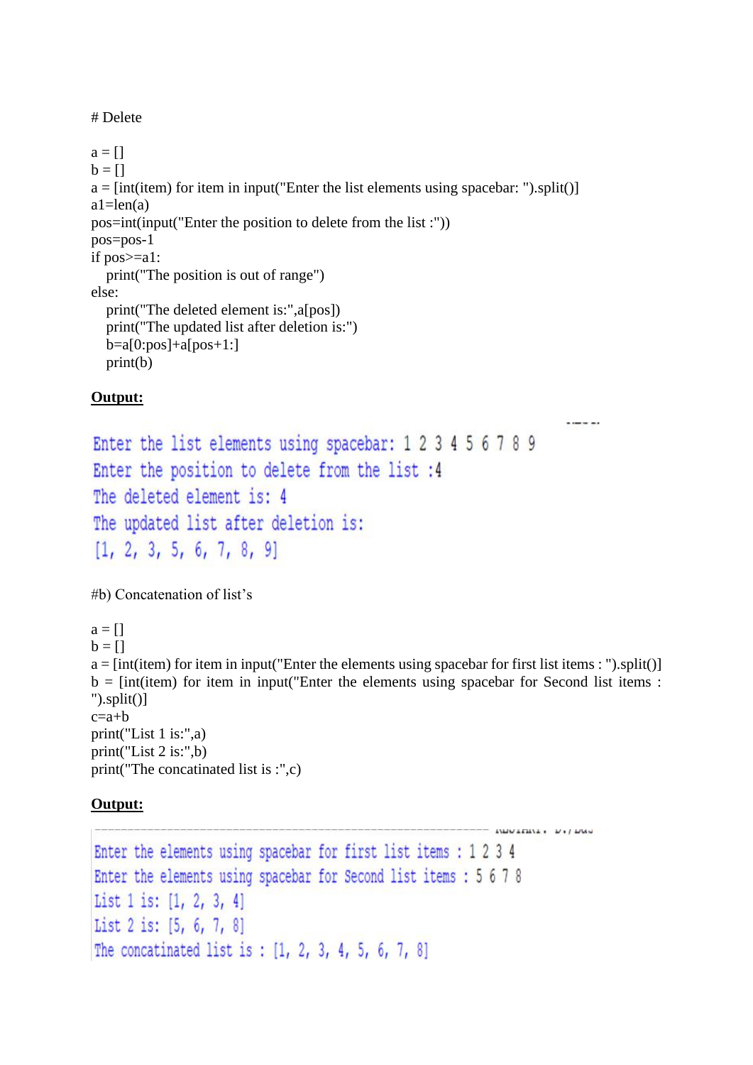```
# Delete

a = []
b = []
a = [int(item) for item in input("Enter the list elements using spacebar: ").split()]
a1=len(a)
pos=int(input("Enter the position to delete from the list :"))
pos=pos-1
if pos>=a1:
    print("The position is out of range")
else:
    print("The deleted element is:",a[pos])
    print("The updated list after deletion is:")
    b=a[0:pos]+a[pos+1:]
    print(b)
```

**Output:**

```
Enter the list elements using spacebar: 1 2 3 4 5 6 7 8 9
Enter the position to delete from the list :4
The deleted element is: 4
The updated list after deletion is:
[1, 2, 3, 5, 6, 7, 8, 9]
```

```
#b) Concatenation of list's

a = []
b = []
a = [int(item) for item in input("Enter the elements using spacebar for first list items : ").split()]
b = [int(item) for item in input("Enter the elements using spacebar for Second list items : ").split()]
c=a+b
print("List 1 is:",a)
print("List 2 is:",b)
print("The concatinated list is :",c)
```

**Output:**

```
Enter the elements using spacebar for first list items : 1 2 3 4
Enter the elements using spacebar for Second list items : 5 6 7 8
List 1 is: [1, 2, 3, 4]
List 2 is: [5, 6, 7, 8]
The concatinated list is : [1, 2, 3, 4, 5, 6, 7, 8]
```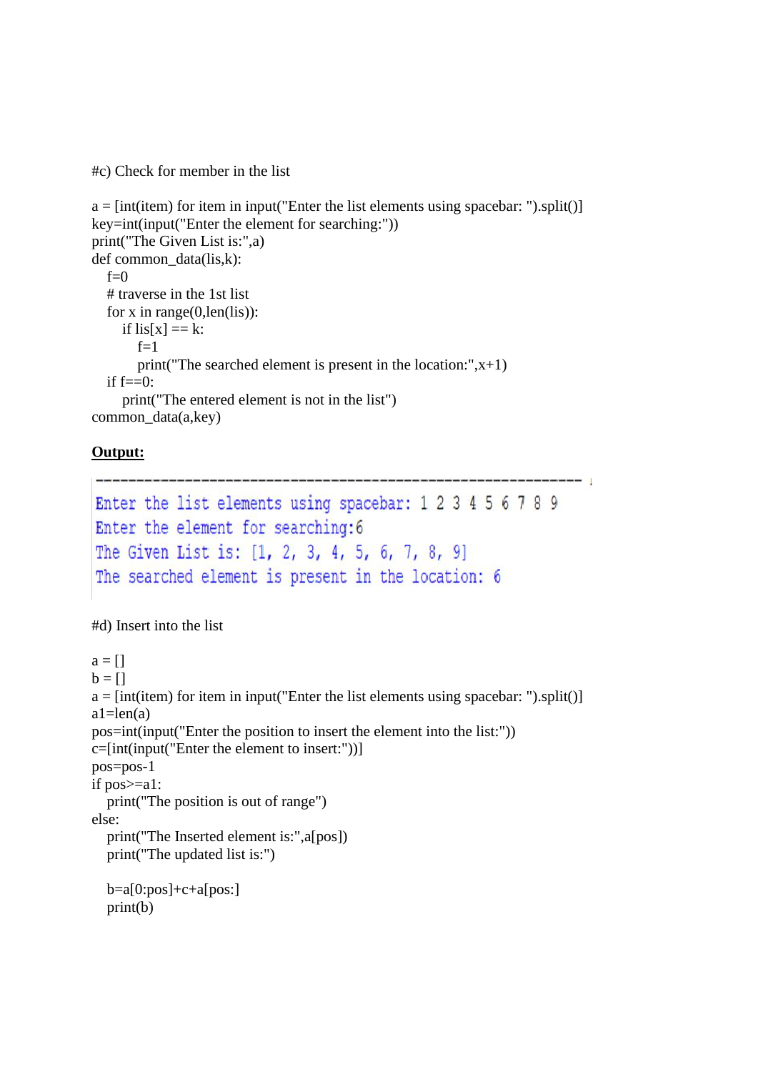#c) Check for member in the list

```
a = [int(item) for item in input("Enter the list elements using spacebar: ").split()]
key=int(input("Enter the element for searching:"))
print("The Given List is:",a)
def common_data(lis,k):
    f=0
    # traverse in the 1st list
    for x in range(0,len(lis)):
        if lis[x] == k:
            f=1
            print("The searched element is present in the location:",x+1)
    if f==0:
        print("The entered element is not in the list")
common_data(a,key)
```

**Output:**

```
--------------------------------------------------------------
Enter the list elements using spacebar: 1 2 3 4 5 6 7 8 9
Enter the element for searching:6
The Given List is: [1, 2, 3, 4, 5, 6, 7, 8, 9]
The searched element is present in the location: 6
```

#d) Insert into the list

```
a = []
b = []
a = [int(item) for item in input("Enter the list elements using spacebar: ").split()]
a1=len(a)
pos=int(input("Enter the position to insert the element into the list:"))
c=[int(input("Enter the element to insert:"))]
pos=pos-1
if pos>=a1:
    print("The position is out of range")
else:
    print("The Inserted element is:",a[pos])
    print("The updated list is:")

    b=a[0:pos]+c+a[pos:]
    print(b)
```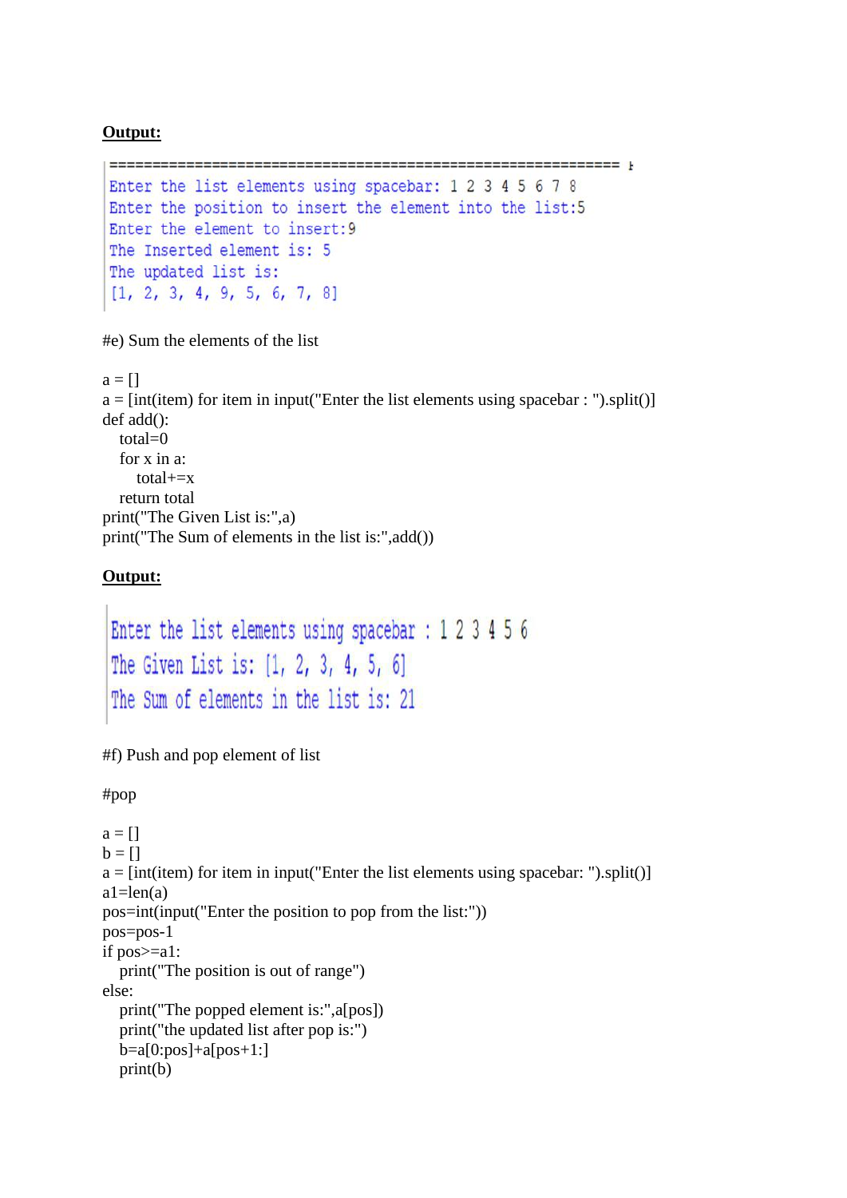**Output:**

```
============================================================= ⊦
Enter the list elements using spacebar: 1 2 3 4 5 6 7 8
Enter the position to insert the element into the list:5
Enter the element to insert:9
The Inserted element is: 5
The updated list is:
[1, 2, 3, 4, 9, 5, 6, 7, 8]
```

#e) Sum the elements of the list

```
a = []
a = [int(item) for item in input("Enter the list elements using spacebar : ").split()]
def add():
    total=0
    for x in a:
        total+=x
    return total
print("The Given List is:",a)
print("The Sum of elements in the list is:",add())
```

**Output:**

```
Enter the list elements using spacebar : 1 2 3 4 5 6
The Given List is: [1, 2, 3, 4, 5, 6]
The Sum of elements in the list is: 21
```

#f) Push and pop element of list

#pop

```
a = []
b = []
a = [int(item) for item in input("Enter the list elements using spacebar: ").split()]
a1=len(a)
pos=int(input("Enter the position to pop from the list:"))
pos=pos-1
if pos>=a1:
    print("The position is out of range")
else:
    print("The popped element is:",a[pos])
    print("the updated list after pop is:")
    b=a[0:pos]+a[pos+1:]
    print(b)
```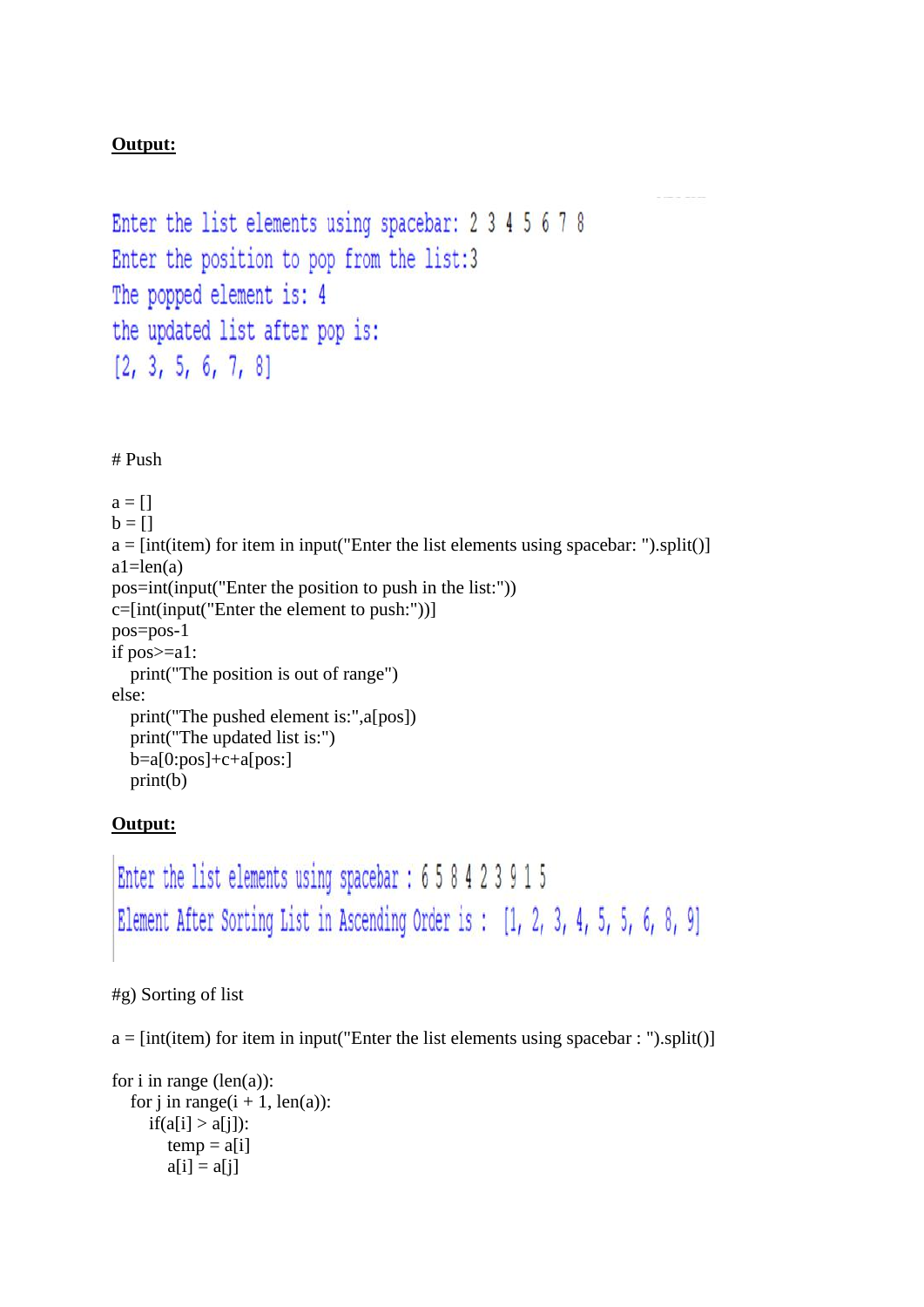**Output:**

```
Enter the list elements using spacebar: 2 3 4 5 6 7 8
Enter the position to pop from the list:3
The popped element is: 4
the updated list after pop is:
[2, 3, 5, 6, 7, 8]
```

```
# Push

a = []
b = []
a = [int(item) for item in input("Enter the list elements using spacebar: ").split()]
a1=len(a)
pos=int(input("Enter the position to push in the list:"))
c=[int(input("Enter the element to push:"))]
pos=pos-1
if pos>=a1:
    print("The position is out of range")
else:
    print("The pushed element is:",a[pos])
    print("The updated list is:")
    b=a[0:pos]+c+a[pos:]
    print(b)
```

**Output:**

```
Enter the list elements using spacebar : 6 5 8 4 2 3 9 1 5
Element After Sorting List in Ascending Order is :  [1, 2, 3, 4, 5, 5, 6, 8, 9]
```

```
#g) Sorting of list

a = [int(item) for item in input("Enter the list elements using spacebar : ").split()]

for i in range (len(a)):
    for j in range(i + 1, len(a)):
        if(a[i] > a[j]):
            temp = a[i]
            a[i] = a[j]
```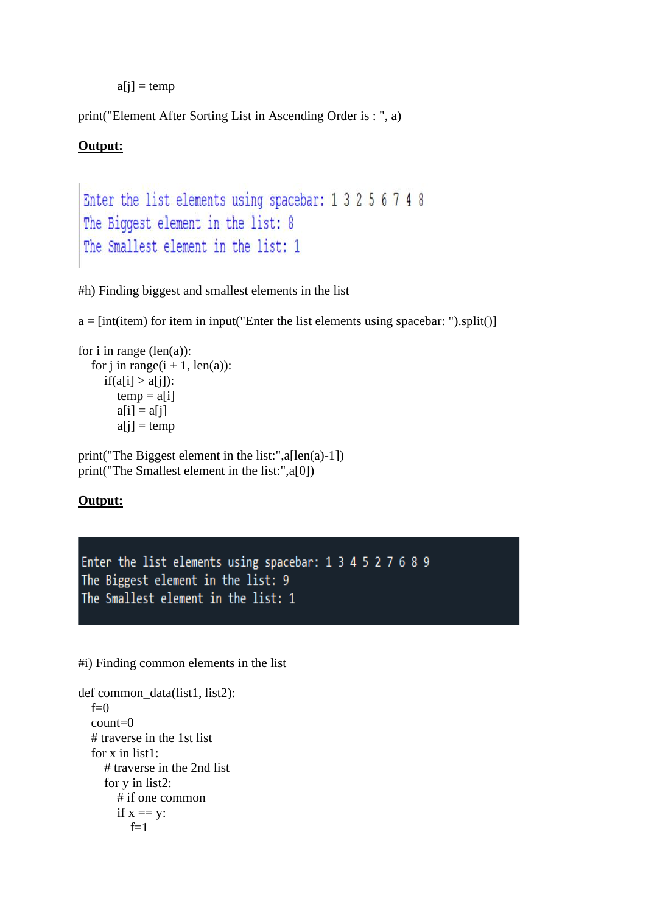```
        a[j] = temp
print("Element After Sorting List in Ascending Order is : ", a)
```

**Output:**

```
Enter the list elements using spacebar: 1 3 2 5 6 7 4 8
The Biggest element in the list: 8
The Smallest element in the list: 1
```

#h) Finding biggest and smallest elements in the list

```
a = [int(item) for item in input("Enter the list elements using spacebar: ").split()]

for i in range (len(a)):
    for j in range(i + 1, len(a)):
        if(a[i] > a[j]):
            temp = a[i]
            a[i] = a[j]
            a[j] = temp

print("The Biggest element in the list:",a[len(a)-1])
print("The Smallest element in the list:",a[0])
```

**Output:**

```
Enter the list elements using spacebar: 1 3 4 5 2 7 6 8 9
The Biggest element in the list: 9
The Smallest element in the list: 1
```

#i) Finding common elements in the list

```
def common_data(list1, list2):
    f=0
    count=0
    # traverse in the 1st list
    for x in list1:
        # traverse in the 2nd list
        for y in list2:
            # if one common
            if x == y:
                f=1
```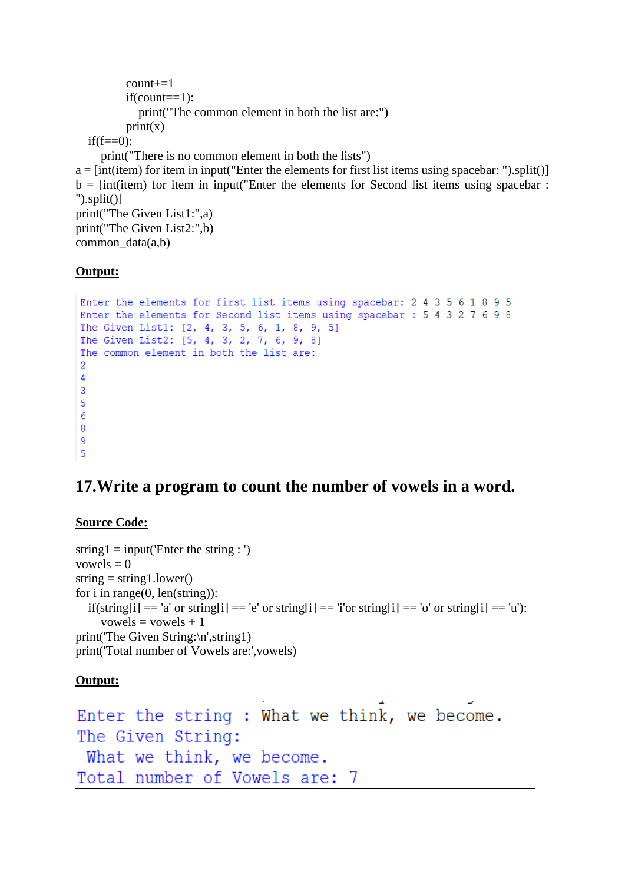```
            count+=1
            if(count==1):
                print("The common element in both the list are:")
            print(x)
    if(f==0):
        print("There is no common element in both the lists")
a = [int(item) for item in input("Enter the elements for first list items using spacebar: ").split()]
b = [int(item) for item in input("Enter the elements for Second list items using spacebar : ").split()]
print("The Given List1:",a)
print("The Given List2:",b)
common_data(a,b)
```

**Output:**

```
Enter the elements for first list items using spacebar: 2 4 3 5 6 1 8 9 5
Enter the elements for Second list items using spacebar : 5 4 3 2 7 6 9 8
The Given List1: [2, 4, 3, 5, 6, 1, 8, 9, 5]
The Given List2: [5, 4, 3, 2, 7, 6, 9, 8]
The common element in both the list are:
2
4
3
5
6
8
9
5
```

## 17.Write a program to count the number of vowels in a word.

**Source Code:**

```
string1 = input('Enter the string : ')
vowels = 0
string = string1.lower()
for i in range(0, len(string)):
    if(string[i] == 'a' or string[i] == 'e' or string[i] == 'i'or string[i] == 'o' or string[i] == 'u'):
        vowels = vowels + 1
print('The Given String:\n',string1)
print('Total number of Vowels are:',vowels)
```

**Output:**

```
Enter the string : What we think, we become.
The Given String:
 What we think, we become.
Total number of Vowels are: 7
```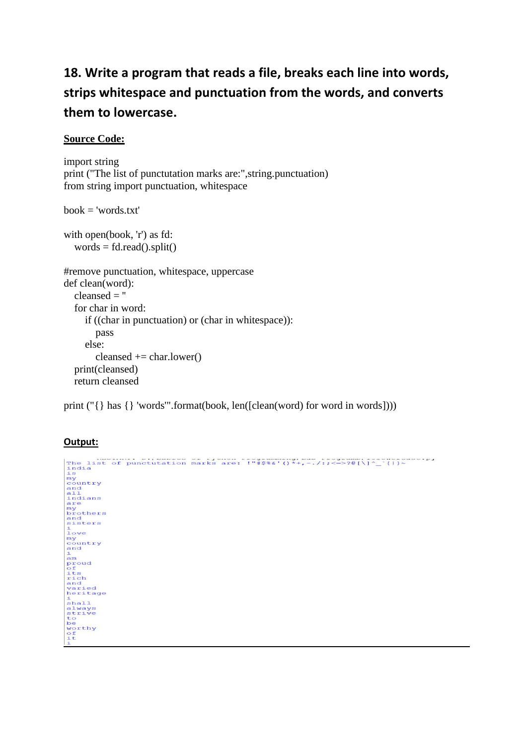## 18. Write a program that reads a file, breaks each line into words, strips whitespace and punctuation from the words, and converts them to lowercase.

**Source Code:**

```
import string
print ("The list of punctutation marks are:",string.punctuation)
from string import punctuation, whitespace

book = 'words.txt'

with open(book, 'r') as fd:
   words = fd.read().split()

#remove punctuation, whitespace, uppercase
def clean(word):
   cleansed = ''
   for char in word:
      if ((char in punctuation) or (char in whitespace)):
         pass
      else:
         cleansed += char.lower()
   print(cleansed)
   return cleansed

print ("{} has {} 'words'".format(book, len([clean(word) for word in words])))
```

**Output:**

```
The list of punctutation marks are:  !"#$%&'()*+,-./:;<=>?@[\]^_`{|}~
india
is
my
country
and
all
indians
are
my
brothers
and
sisters
i
love
my
country
and
i
am
proud
of
its
rich
and
varied
heritage
i
shall
always
strive
to
be
worthy
of
it
i
```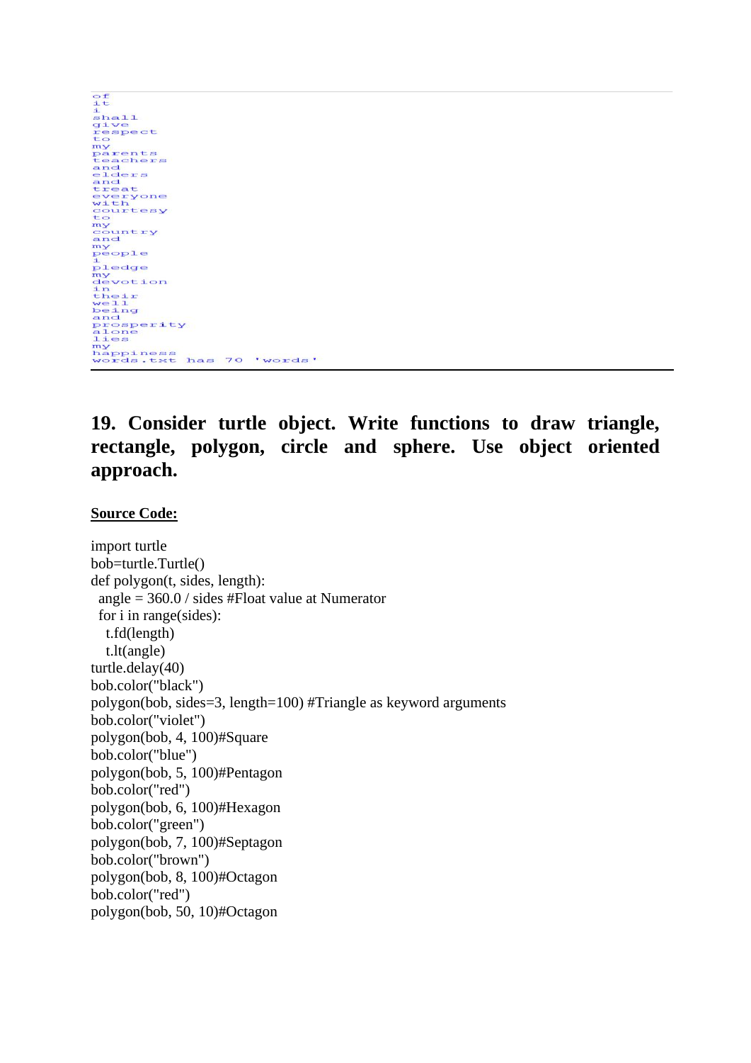```
of
it
i
shall
give
respect
to
my
parents
teachers
and
elders
and
treat
everyone
with
courtesy
to
my
country
and
my
people
i
pledge
my
devotion
in
their
well
being
and
prosperity
alone
lies
my
happiness
words.txt has 70 'words'
```

## 19. Consider turtle object. Write functions to draw triangle, rectangle, polygon, circle and sphere. Use object oriented approach.

**Source Code:**

```
import turtle
bob=turtle.Turtle()
def polygon(t, sides, length):
  angle = 360.0 / sides #Float value at Numerator
  for i in range(sides):
    t.fd(length)
    t.lt(angle)
turtle.delay(40)
bob.color("black")
polygon(bob, sides=3, length=100) #Triangle as keyword arguments
bob.color("violet")
polygon(bob, 4, 100)#Square
bob.color("blue")
polygon(bob, 5, 100)#Pentagon
bob.color("red")
polygon(bob, 6, 100)#Hexagon
bob.color("green")
polygon(bob, 7, 100)#Septagon
bob.color("brown")
polygon(bob, 8, 100)#Octagon
bob.color("red")
polygon(bob, 50, 10)#Octagon
```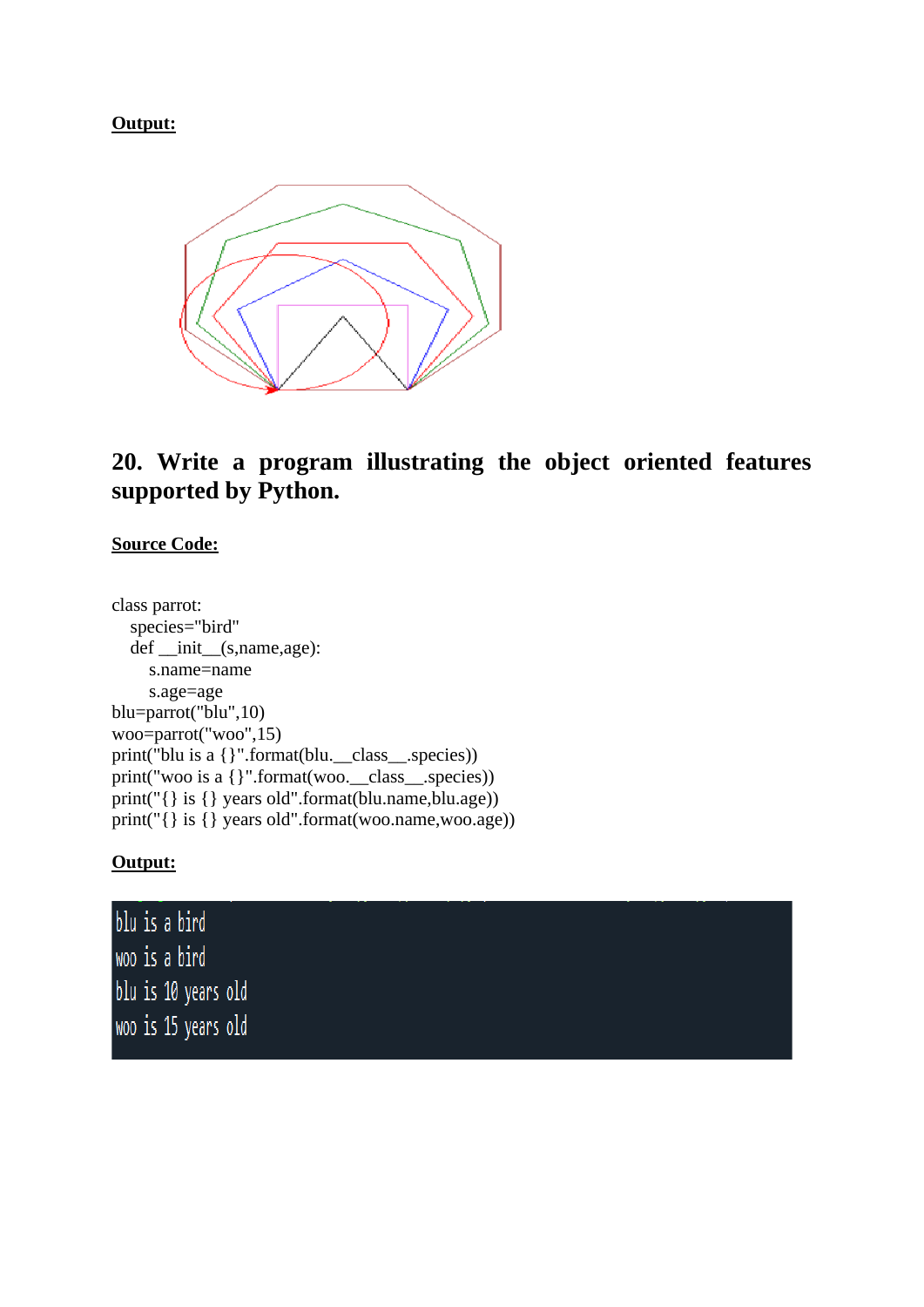**Output:**

## 20. Write a program illustrating the object oriented features supported by Python.

**Source Code:**

```
class parrot:
    species="bird"
    def __init__(s,name,age):
        s.name=name
        s.age=age
blu=parrot("blu",10)
woo=parrot("woo",15)
print("blu is a {}".format(blu.__class__.species))
print("woo is a {}".format(woo.__class__.species))
print("{} is {} years old".format(blu.name,blu.age))
print("{} is {} years old".format(woo.name,woo.age))
```

**Output:**

```
blu is a bird
woo is a bird
blu is 10 years old
woo is 15 years old
```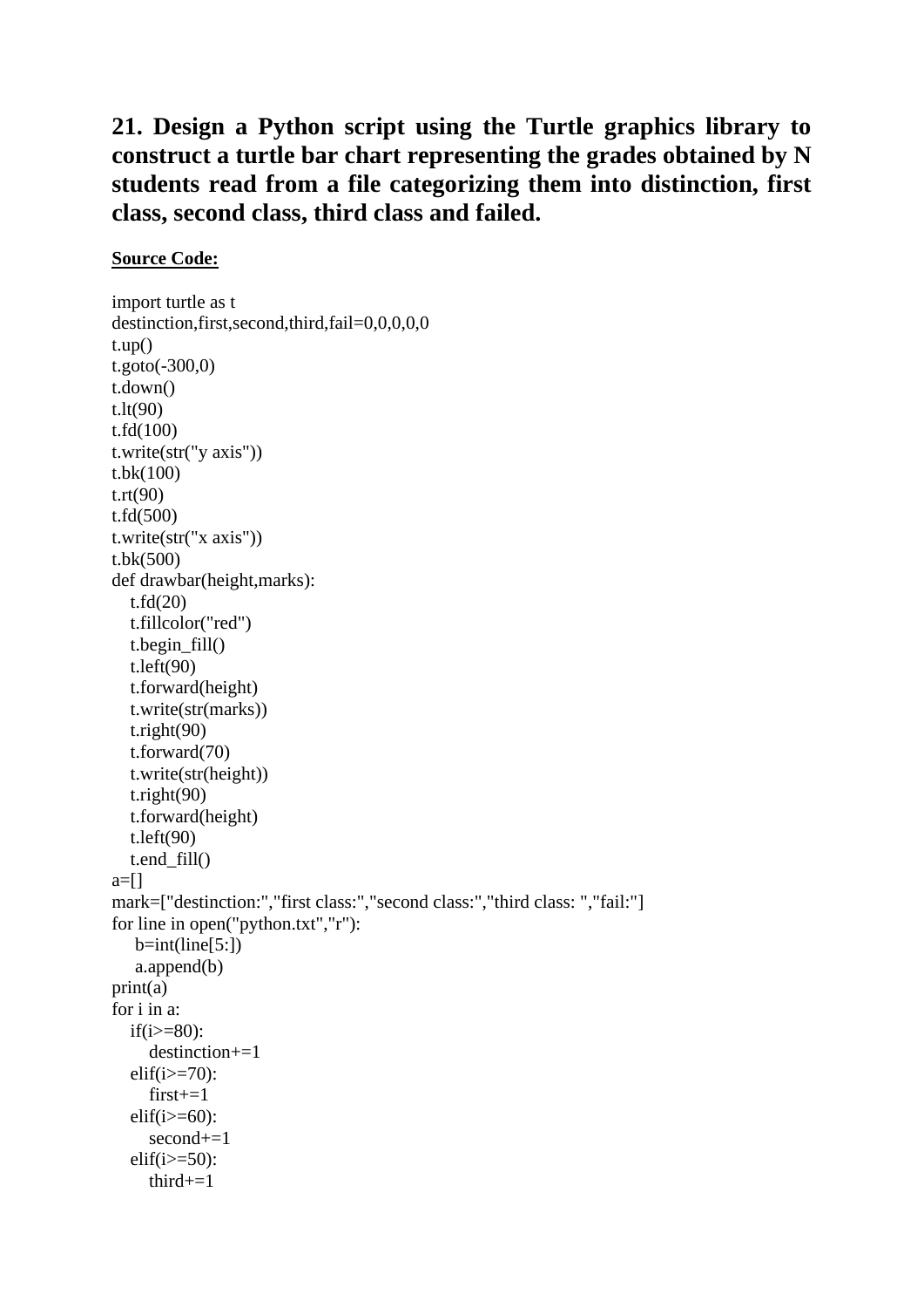**21. Design a Python script using the Turtle graphics library to construct a turtle bar chart representing the grades obtained by N students read from a file categorizing them into distinction, first class, second class, third class and failed.**

**Source Code:**

```
import turtle as t
destinction,first,second,third,fail=0,0,0,0,0
t.up()
t.goto(-300,0)
t.down()
t.lt(90)
t.fd(100)
t.write(str("y axis"))
t.bk(100)
t.rt(90)
t.fd(500)
t.write(str("x axis"))
t.bk(500)
def drawbar(height,marks):
   t.fd(20)
   t.fillcolor("red")
   t.begin_fill()
   t.left(90)
   t.forward(height)
   t.write(str(marks))
   t.right(90)
   t.forward(70)
   t.write(str(height))
   t.right(90)
   t.forward(height)
   t.left(90)
   t.end_fill()
a=[]
mark=["destinction:","first class:","second class:","third class: ","fail:"]
for line in open("python.txt","r"):
    b=int(line[5:])
    a.append(b)
print(a)
for i in a:
   if(i>=80):
      destinction+=1
   elif(i>=70):
      first+=1
   elif(i>=60):
      second+=1
   elif(i>=50):
      third+=1
```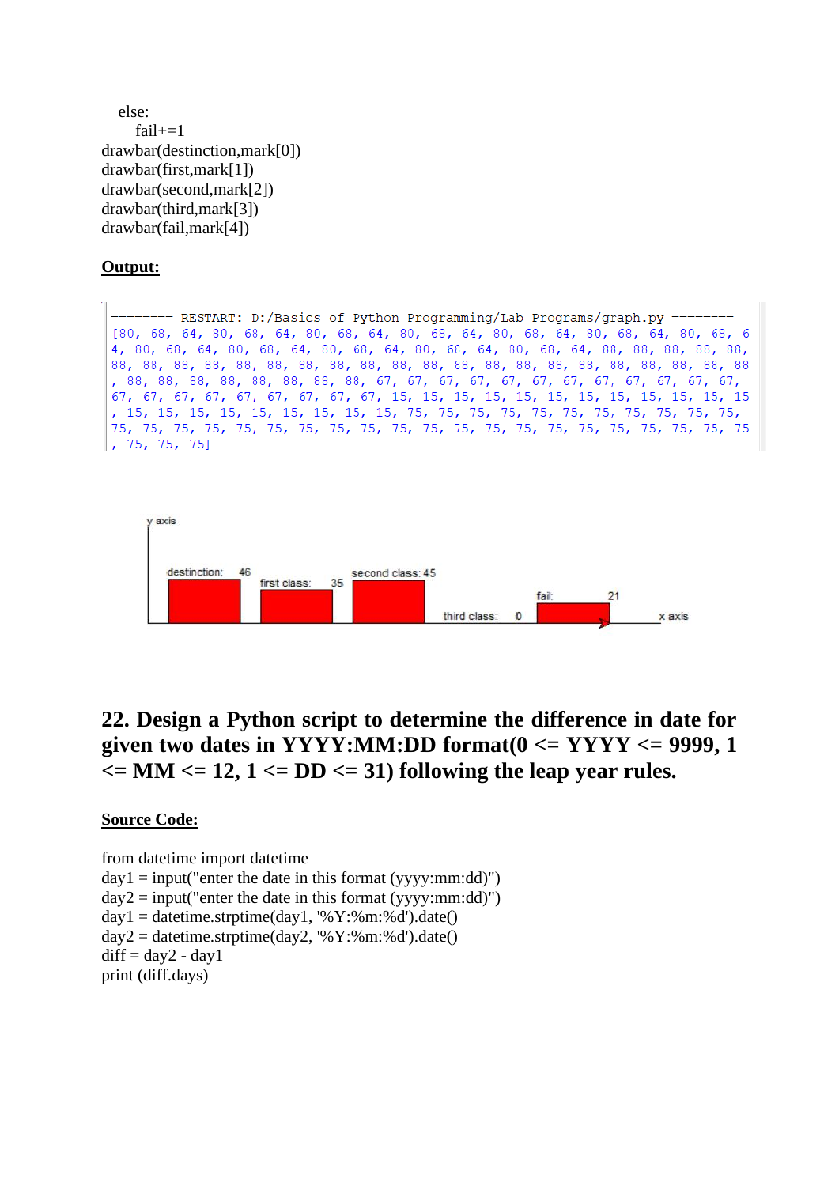```
    else:
        fail+=1
drawbar(destinction,mark[0])
drawbar(first,mark[1])
drawbar(second,mark[2])
drawbar(third,mark[3])
drawbar(fail,mark[4])
```

**Output:**

```
======== RESTART: D:/Basics of Python Programming/Lab Programs/graph.py ========
[80, 68, 64, 80, 68, 64, 80, 68, 64, 80, 68, 64, 80, 68, 64, 80, 68, 64, 80, 68, 6
4, 80, 68, 64, 80, 68, 64, 80, 68, 64, 80, 68, 64, 80, 68, 64, 88, 88, 88, 88, 88,
88, 88, 88, 88, 88, 88, 88, 88, 88, 88, 88, 88, 88, 88, 88, 88, 88, 88, 88, 88, 88
, 88, 88, 88, 88, 88, 88, 88, 88, 67, 67, 67, 67, 67, 67, 67, 67, 67, 67, 67, 67,
67, 67, 67, 67, 67, 67, 67, 67, 67, 15, 15, 15, 15, 15, 15, 15, 15, 15, 15, 15, 15
, 15, 15, 15, 15, 15, 15, 15, 15, 15, 75, 75, 75, 75, 75, 75, 75, 75, 75, 75, 75,
75, 75, 75, 75, 75, 75, 75, 75, 75, 75, 75, 75, 75, 75, 75, 75, 75, 75, 75, 75, 75
, 75, 75, 75]
```

y axis

destinction: 46 | first class: 35 | second class: 45 | third class: 0 | fail: 21

x axis

## 22. Design a Python script to determine the difference in date for given two dates in YYYY:MM:DD format(0 <= YYYY <= 9999, 1 <= MM <= 12, 1 <= DD <= 31) following the leap year rules.

**Source Code:**

```
from datetime import datetime
day1 = input("enter the date in this format (yyyy:mm:dd)")
day2 = input("enter the date in this format (yyyy:mm:dd)")
day1 = datetime.strptime(day1, '%Y:%m:%d').date()
day2 = datetime.strptime(day2, '%Y:%m:%d').date()
diff = day2 - day1
print (diff.days)
```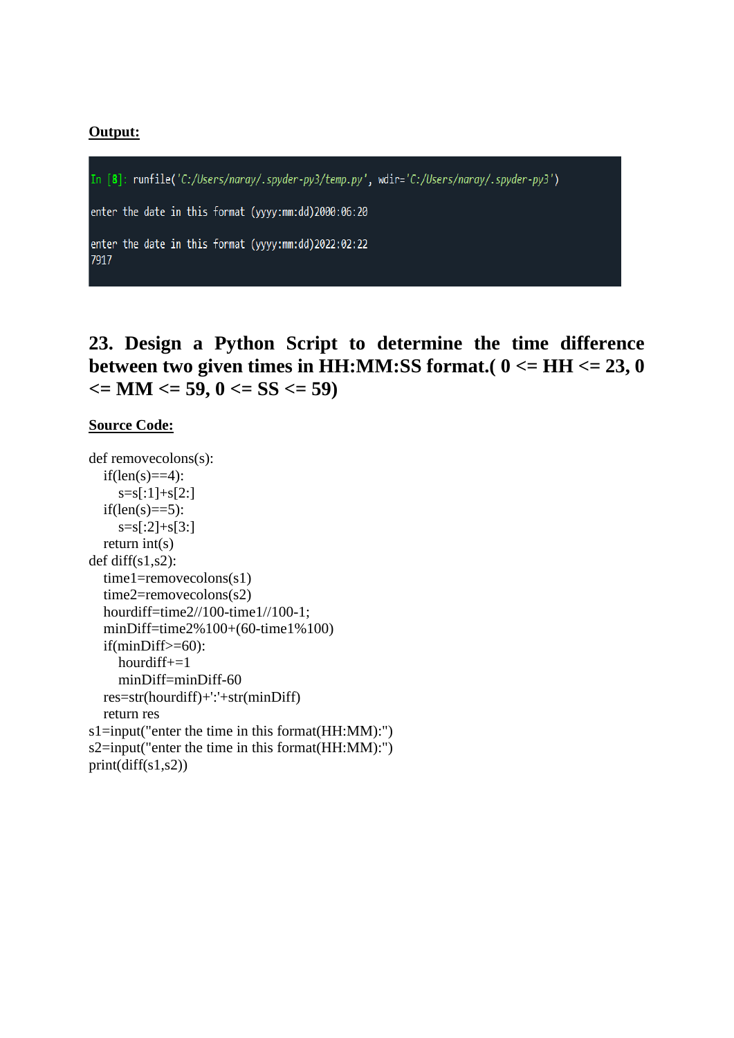**Output:**

```
In [8]: runfile('C:/Users/naray/.spyder-py3/temp.py', wdir='C:/Users/naray/.spyder-py3')

enter the date in this format (yyyy:mm:dd)2000:06:20

enter the date in this format (yyyy:mm:dd)2022:02:22
7917
```

## 23. Design a Python Script to determine the time difference between two given times in HH:MM:SS format.( 0 <= HH <= 23, 0 <= MM <= 59, 0 <= SS <= 59)

**Source Code:**

```
def removecolons(s):
    if(len(s)==4):
        s=s[:1]+s[2:]
    if(len(s)==5):
        s=s[:2]+s[3:]
    return int(s)
def diff(s1,s2):
    time1=removecolons(s1)
    time2=removecolons(s2)
    hourdiff=time2//100-time1//100-1;
    minDiff=time2%100+(60-time1%100)
    if(minDiff>=60):
        hourdiff+=1
        minDiff=minDiff-60
    res=str(hourdiff)+':'+str(minDiff)
    return res
s1=input("enter the time in this format(HH:MM):")
s2=input("enter the time in this format(HH:MM):")
print(diff(s1,s2))
```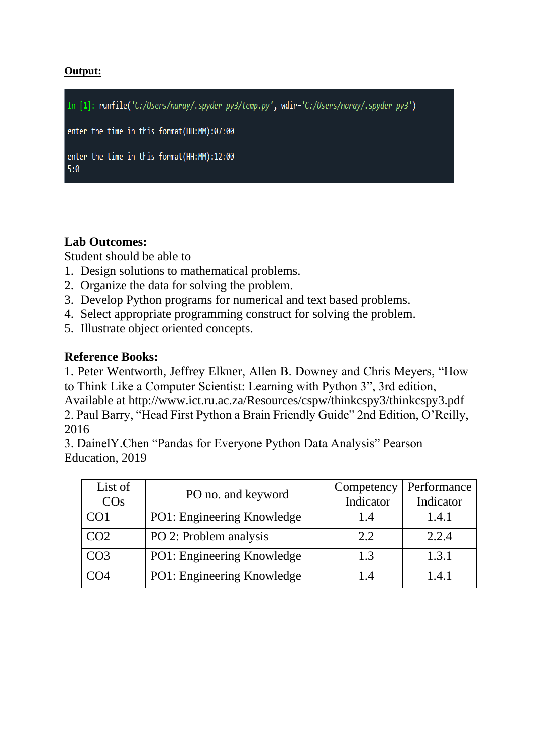**Output:**

```
In [1]: runfile('C:/Users/naray/.spyder-py3/temp.py', wdir='C:/Users/naray/.spyder-py3')

enter the time in this format(HH:MM):07:00

enter the time in this format(HH:MM):12:00
5:0
```

**Lab Outcomes:**

Student should be able to

1. Design solutions to mathematical problems.
2. Organize the data for solving the problem.
3. Develop Python programs for numerical and text based problems.
4. Select appropriate programming construct for solving the problem.
5. Illustrate object oriented concepts.

**Reference Books:**

1. Peter Wentworth, Jeffrey Elkner, Allen B. Downey and Chris Meyers, "How to Think Like a Computer Scientist: Learning with Python 3", 3rd edition, Available at http://www.ict.ru.ac.za/Resources/cspw/thinkcspy3/thinkcspy3.pdf
2. Paul Barry, "Head First Python a Brain Friendly Guide" 2nd Edition, O'Reilly, 2016
3. DainelY.Chen "Pandas for Everyone Python Data Analysis" Pearson Education, 2019

| List of COs | PO no. and keyword | Competency Indicator | Performance Indicator |
|---|---|---|---|
| CO1 | PO1: Engineering Knowledge | 1.4 | 1.4.1 |
| CO2 | PO 2: Problem analysis | 2.2 | 2.2.4 |
| CO3 | PO1: Engineering Knowledge | 1.3 | 1.3.1 |
| CO4 | PO1: Engineering Knowledge | 1.4 | 1.4.1 |